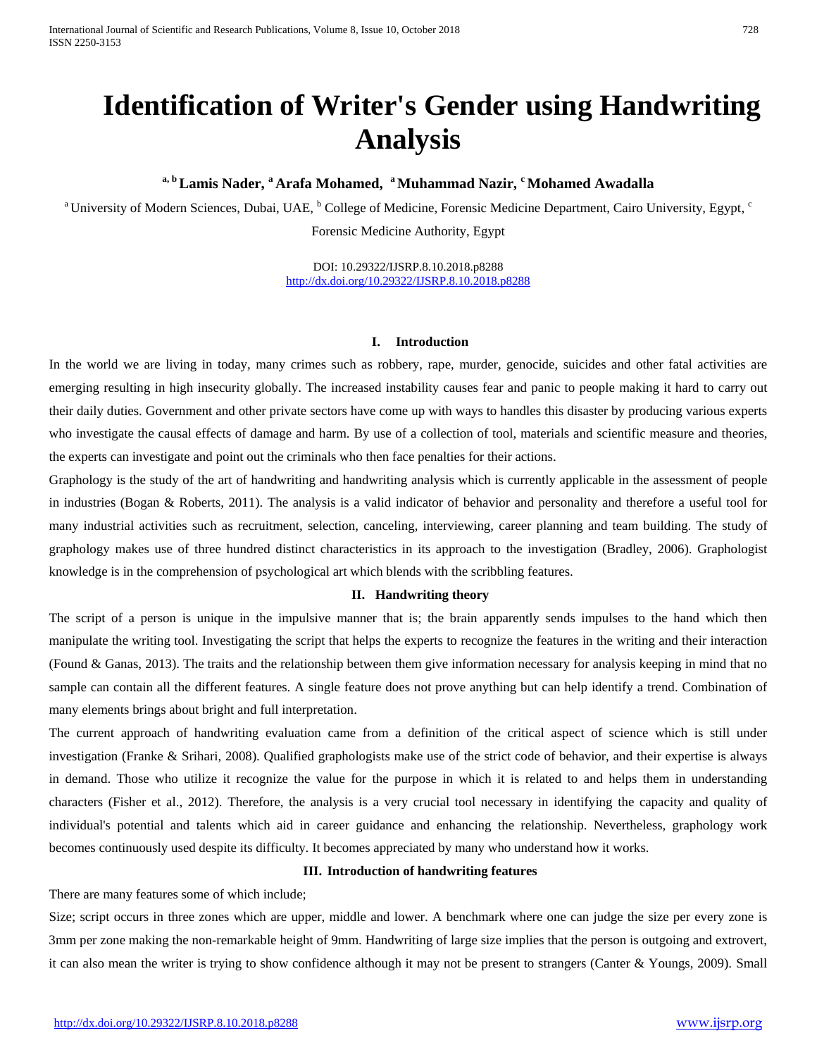# Identification of Writer's Gender using Handwriting Analysis

**[a, b] Lamis Nader, [a] Arafa Mohamed, [a] Muhammad Nazir, [c] Mohamed Awadalla**

[a] University of Modern Sciences, Dubai, UAE, [b] College of Medicine, Forensic Medicine Department, Cairo University, Egypt, [c] Forensic Medicine Authority, Egypt

DOI: 10.29322/IJSRP.8.10.2018.p8288
http://dx.doi.org/10.29322/IJSRP.8.10.2018.p8288

## I. Introduction

In the world we are living in today, many crimes such as robbery, rape, murder, genocide, suicides and other fatal activities are emerging resulting in high insecurity globally. The increased instability causes fear and panic to people making it hard to carry out their daily duties. Government and other private sectors have come up with ways to handles this disaster by producing various experts who investigate the causal effects of damage and harm. By use of a collection of tool, materials and scientific measure and theories, the experts can investigate and point out the criminals who then face penalties for their actions.

Graphology is the study of the art of handwriting and handwriting analysis which is currently applicable in the assessment of people in industries (Bogan & Roberts, 2011). The analysis is a valid indicator of behavior and personality and therefore a useful tool for many industrial activities such as recruitment, selection, canceling, interviewing, career planning and team building. The study of graphology makes use of three hundred distinct characteristics in its approach to the investigation (Bradley, 2006). Graphologist knowledge is in the comprehension of psychological art which blends with the scribbling features.

## II. Handwriting theory

The script of a person is unique in the impulsive manner that is; the brain apparently sends impulses to the hand which then manipulate the writing tool. Investigating the script that helps the experts to recognize the features in the writing and their interaction (Found & Ganas, 2013). The traits and the relationship between them give information necessary for analysis keeping in mind that no sample can contain all the different features. A single feature does not prove anything but can help identify a trend. Combination of many elements brings about bright and full interpretation.

The current approach of handwriting evaluation came from a definition of the critical aspect of science which is still under investigation (Franke & Srihari, 2008). Qualified graphologists make use of the strict code of behavior, and their expertise is always in demand. Those who utilize it recognize the value for the purpose in which it is related to and helps them in understanding characters (Fisher et al., 2012). Therefore, the analysis is a very crucial tool necessary in identifying the capacity and quality of individual's potential and talents which aid in career guidance and enhancing the relationship. Nevertheless, graphology work becomes continuously used despite its difficulty. It becomes appreciated by many who understand how it works.

## III. Introduction of handwriting features

There are many features some of which include;

Size; script occurs in three zones which are upper, middle and lower. A benchmark where one can judge the size per every zone is 3mm per zone making the non-remarkable height of 9mm. Handwriting of large size implies that the person is outgoing and extrovert, it can also mean the writer is trying to show confidence although it may not be present to strangers (Canter & Youngs, 2009). Small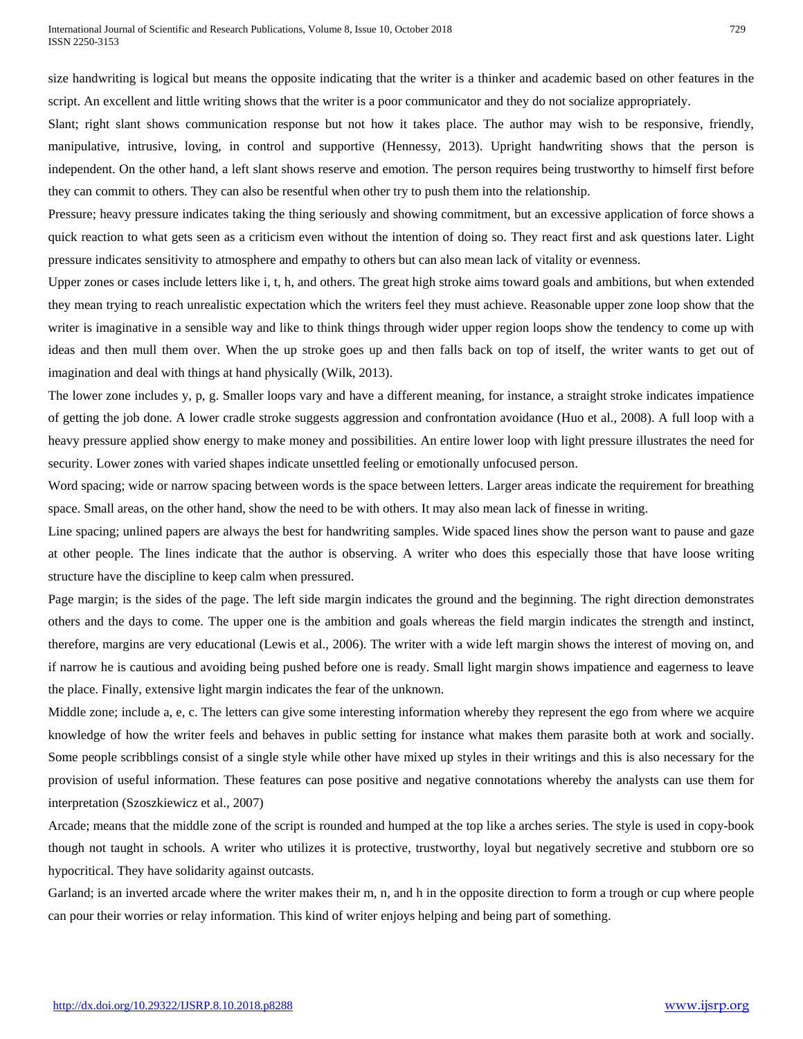size handwriting is logical but means the opposite indicating that the writer is a thinker and academic based on other features in the script. An excellent and little writing shows that the writer is a poor communicator and they do not socialize appropriately.

Slant; right slant shows communication response but not how it takes place. The author may wish to be responsive, friendly, manipulative, intrusive, loving, in control and supportive (Hennessy, 2013). Upright handwriting shows that the person is independent. On the other hand, a left slant shows reserve and emotion. The person requires being trustworthy to himself first before they can commit to others. They can also be resentful when other try to push them into the relationship.

Pressure; heavy pressure indicates taking the thing seriously and showing commitment, but an excessive application of force shows a quick reaction to what gets seen as a criticism even without the intention of doing so. They react first and ask questions later. Light pressure indicates sensitivity to atmosphere and empathy to others but can also mean lack of vitality or evenness.

Upper zones or cases include letters like i, t, h, and others. The great high stroke aims toward goals and ambitions, but when extended they mean trying to reach unrealistic expectation which the writers feel they must achieve. Reasonable upper zone loop show that the writer is imaginative in a sensible way and like to think things through wider upper region loops show the tendency to come up with ideas and then mull them over. When the up stroke goes up and then falls back on top of itself, the writer wants to get out of imagination and deal with things at hand physically (Wilk, 2013).

The lower zone includes y, p, g. Smaller loops vary and have a different meaning, for instance, a straight stroke indicates impatience of getting the job done. A lower cradle stroke suggests aggression and confrontation avoidance (Huo et al., 2008). A full loop with a heavy pressure applied show energy to make money and possibilities. An entire lower loop with light pressure illustrates the need for security. Lower zones with varied shapes indicate unsettled feeling or emotionally unfocused person.

Word spacing; wide or narrow spacing between words is the space between letters. Larger areas indicate the requirement for breathing space. Small areas, on the other hand, show the need to be with others. It may also mean lack of finesse in writing.

Line spacing; unlined papers are always the best for handwriting samples. Wide spaced lines show the person want to pause and gaze at other people. The lines indicate that the author is observing. A writer who does this especially those that have loose writing structure have the discipline to keep calm when pressured.

Page margin; is the sides of the page. The left side margin indicates the ground and the beginning. The right direction demonstrates others and the days to come. The upper one is the ambition and goals whereas the field margin indicates the strength and instinct, therefore, margins are very educational (Lewis et al., 2006). The writer with a wide left margin shows the interest of moving on, and if narrow he is cautious and avoiding being pushed before one is ready. Small light margin shows impatience and eagerness to leave the place. Finally, extensive light margin indicates the fear of the unknown.

Middle zone; include a, e, c. The letters can give some interesting information whereby they represent the ego from where we acquire knowledge of how the writer feels and behaves in public setting for instance what makes them parasite both at work and socially. Some people scribblings consist of a single style while other have mixed up styles in their writings and this is also necessary for the provision of useful information. These features can pose positive and negative connotations whereby the analysts can use them for interpretation (Szoszkiewicz et al., 2007)

Arcade; means that the middle zone of the script is rounded and humped at the top like a arches series. The style is used in copy-book though not taught in schools. A writer who utilizes it is protective, trustworthy, loyal but negatively secretive and stubborn ore so hypocritical. They have solidarity against outcasts.

Garland; is an inverted arcade where the writer makes their m, n, and h in the opposite direction to form a trough or cup where people can pour their worries or relay information. This kind of writer enjoys helping and being part of something.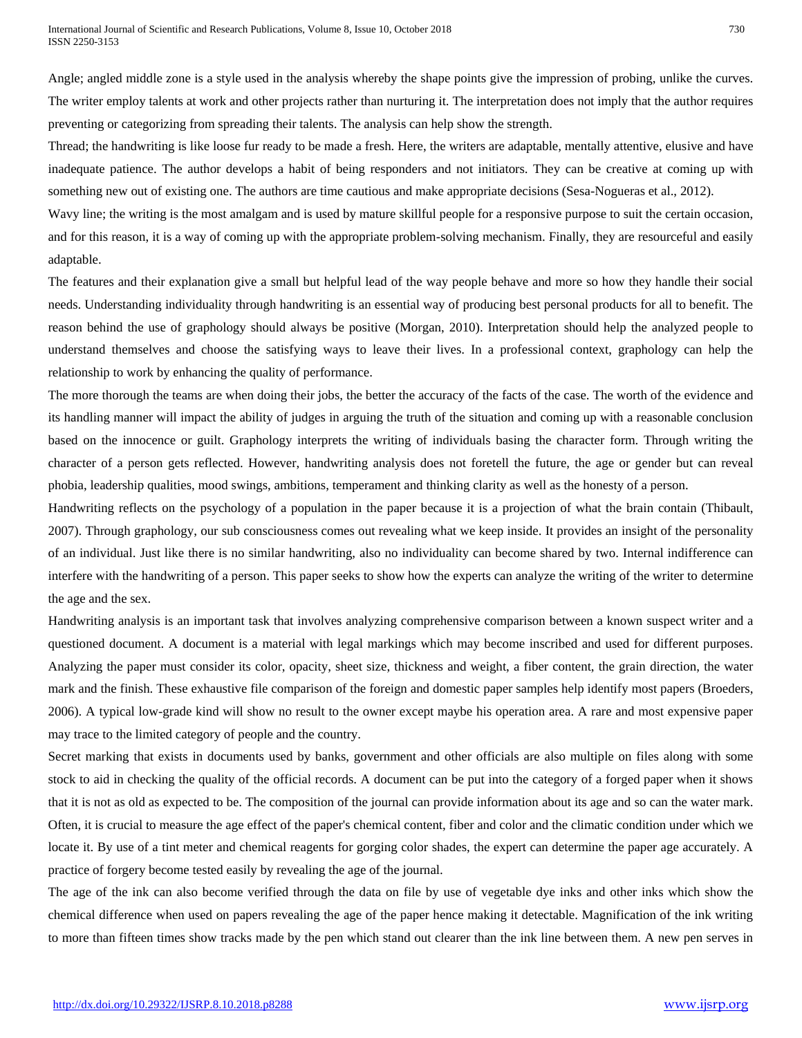Angle; angled middle zone is a style used in the analysis whereby the shape points give the impression of probing, unlike the curves. The writer employ talents at work and other projects rather than nurturing it. The interpretation does not imply that the author requires preventing or categorizing from spreading their talents. The analysis can help show the strength.

Thread; the handwriting is like loose fur ready to be made a fresh. Here, the writers are adaptable, mentally attentive, elusive and have inadequate patience. The author develops a habit of being responders and not initiators. They can be creative at coming up with something new out of existing one. The authors are time cautious and make appropriate decisions (Sesa-Nogueras et al., 2012).

Wavy line; the writing is the most amalgam and is used by mature skillful people for a responsive purpose to suit the certain occasion, and for this reason, it is a way of coming up with the appropriate problem-solving mechanism. Finally, they are resourceful and easily adaptable.

The features and their explanation give a small but helpful lead of the way people behave and more so how they handle their social needs. Understanding individuality through handwriting is an essential way of producing best personal products for all to benefit. The reason behind the use of graphology should always be positive (Morgan, 2010). Interpretation should help the analyzed people to understand themselves and choose the satisfying ways to leave their lives. In a professional context, graphology can help the relationship to work by enhancing the quality of performance.

The more thorough the teams are when doing their jobs, the better the accuracy of the facts of the case. The worth of the evidence and its handling manner will impact the ability of judges in arguing the truth of the situation and coming up with a reasonable conclusion based on the innocence or guilt. Graphology interprets the writing of individuals basing the character form. Through writing the character of a person gets reflected. However, handwriting analysis does not foretell the future, the age or gender but can reveal phobia, leadership qualities, mood swings, ambitions, temperament and thinking clarity as well as the honesty of a person.

Handwriting reflects on the psychology of a population in the paper because it is a projection of what the brain contain (Thibault, 2007). Through graphology, our sub consciousness comes out revealing what we keep inside. It provides an insight of the personality of an individual. Just like there is no similar handwriting, also no individuality can become shared by two. Internal indifference can interfere with the handwriting of a person. This paper seeks to show how the experts can analyze the writing of the writer to determine the age and the sex.

Handwriting analysis is an important task that involves analyzing comprehensive comparison between a known suspect writer and a questioned document. A document is a material with legal markings which may become inscribed and used for different purposes. Analyzing the paper must consider its color, opacity, sheet size, thickness and weight, a fiber content, the grain direction, the water mark and the finish. These exhaustive file comparison of the foreign and domestic paper samples help identify most papers (Broeders, 2006). A typical low-grade kind will show no result to the owner except maybe his operation area. A rare and most expensive paper may trace to the limited category of people and the country.

Secret marking that exists in documents used by banks, government and other officials are also multiple on files along with some stock to aid in checking the quality of the official records. A document can be put into the category of a forged paper when it shows that it is not as old as expected to be. The composition of the journal can provide information about its age and so can the water mark. Often, it is crucial to measure the age effect of the paper's chemical content, fiber and color and the climatic condition under which we locate it. By use of a tint meter and chemical reagents for gorging color shades, the expert can determine the paper age accurately. A practice of forgery become tested easily by revealing the age of the journal.

The age of the ink can also become verified through the data on file by use of vegetable dye inks and other inks which show the chemical difference when used on papers revealing the age of the paper hence making it detectable. Magnification of the ink writing to more than fifteen times show tracks made by the pen which stand out clearer than the ink line between them. A new pen serves in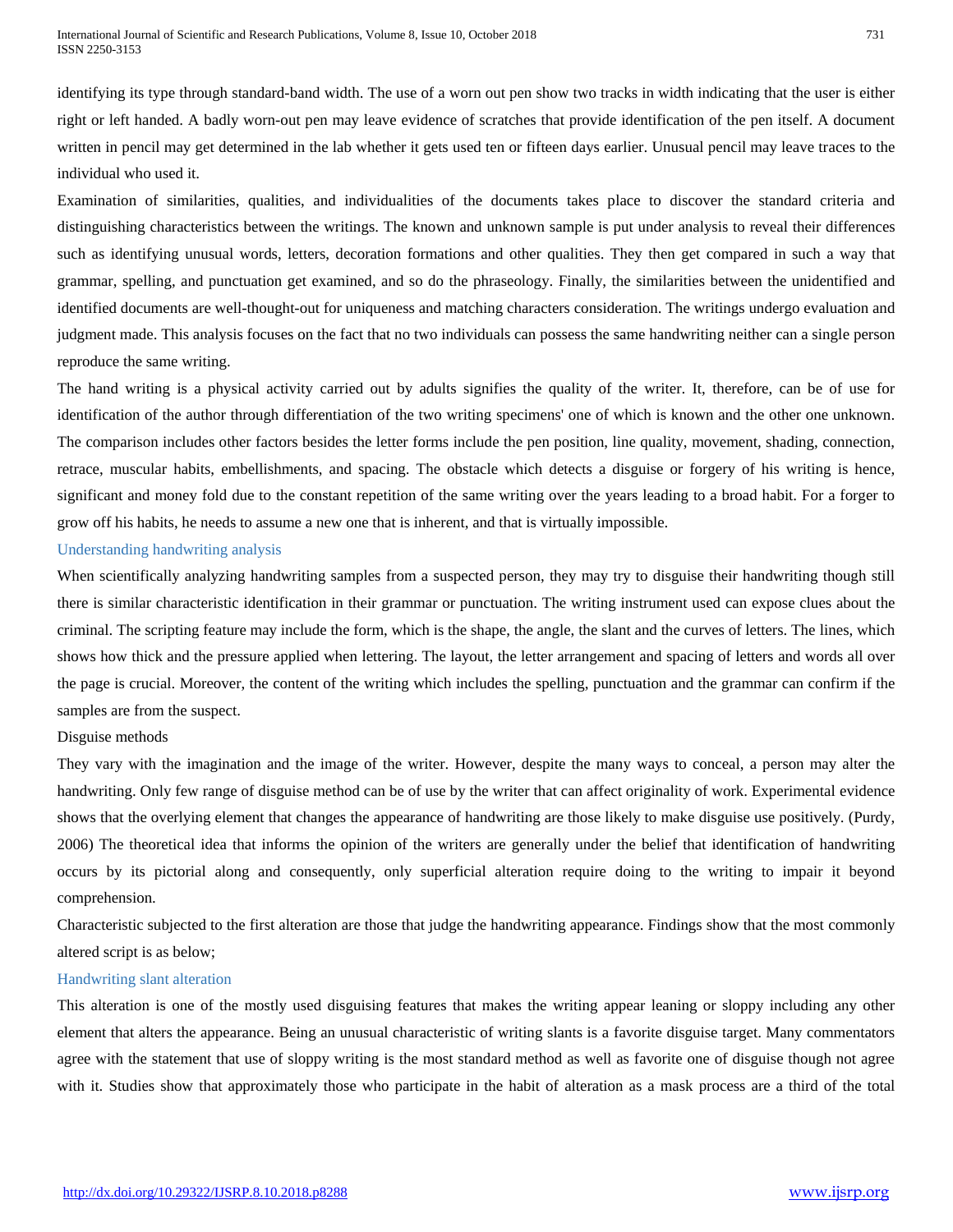identifying its type through standard-band width. The use of a worn out pen show two tracks in width indicating that the user is either right or left handed. A badly worn-out pen may leave evidence of scratches that provide identification of the pen itself. A document written in pencil may get determined in the lab whether it gets used ten or fifteen days earlier. Unusual pencil may leave traces to the individual who used it.

Examination of similarities, qualities, and individualities of the documents takes place to discover the standard criteria and distinguishing characteristics between the writings. The known and unknown sample is put under analysis to reveal their differences such as identifying unusual words, letters, decoration formations and other qualities. They then get compared in such a way that grammar, spelling, and punctuation get examined, and so do the phraseology. Finally, the similarities between the unidentified and identified documents are well-thought-out for uniqueness and matching characters consideration. The writings undergo evaluation and judgment made. This analysis focuses on the fact that no two individuals can possess the same handwriting neither can a single person reproduce the same writing.

The hand writing is a physical activity carried out by adults signifies the quality of the writer. It, therefore, can be of use for identification of the author through differentiation of the two writing specimens' one of which is known and the other one unknown. The comparison includes other factors besides the letter forms include the pen position, line quality, movement, shading, connection, retrace, muscular habits, embellishments, and spacing. The obstacle which detects a disguise or forgery of his writing is hence, significant and money fold due to the constant repetition of the same writing over the years leading to a broad habit. For a forger to grow off his habits, he needs to assume a new one that is inherent, and that is virtually impossible.

## Understanding handwriting analysis

When scientifically analyzing handwriting samples from a suspected person, they may try to disguise their handwriting though still there is similar characteristic identification in their grammar or punctuation. The writing instrument used can expose clues about the criminal. The scripting feature may include the form, which is the shape, the angle, the slant and the curves of letters. The lines, which shows how thick and the pressure applied when lettering. The layout, the letter arrangement and spacing of letters and words all over the page is crucial. Moreover, the content of the writing which includes the spelling, punctuation and the grammar can confirm if the samples are from the suspect.

Disguise methods

They vary with the imagination and the image of the writer. However, despite the many ways to conceal, a person may alter the handwriting. Only few range of disguise method can be of use by the writer that can affect originality of work. Experimental evidence shows that the overlying element that changes the appearance of handwriting are those likely to make disguise use positively. (Purdy, 2006) The theoretical idea that informs the opinion of the writers are generally under the belief that identification of handwriting occurs by its pictorial along and consequently, only superficial alteration require doing to the writing to impair it beyond comprehension.

Characteristic subjected to the first alteration are those that judge the handwriting appearance. Findings show that the most commonly altered script is as below;

## Handwriting slant alteration

This alteration is one of the mostly used disguising features that makes the writing appear leaning or sloppy including any other element that alters the appearance. Being an unusual characteristic of writing slants is a favorite disguise target. Many commentators agree with the statement that use of sloppy writing is the most standard method as well as favorite one of disguise though not agree with it. Studies show that approximately those who participate in the habit of alteration as a mask process are a third of the total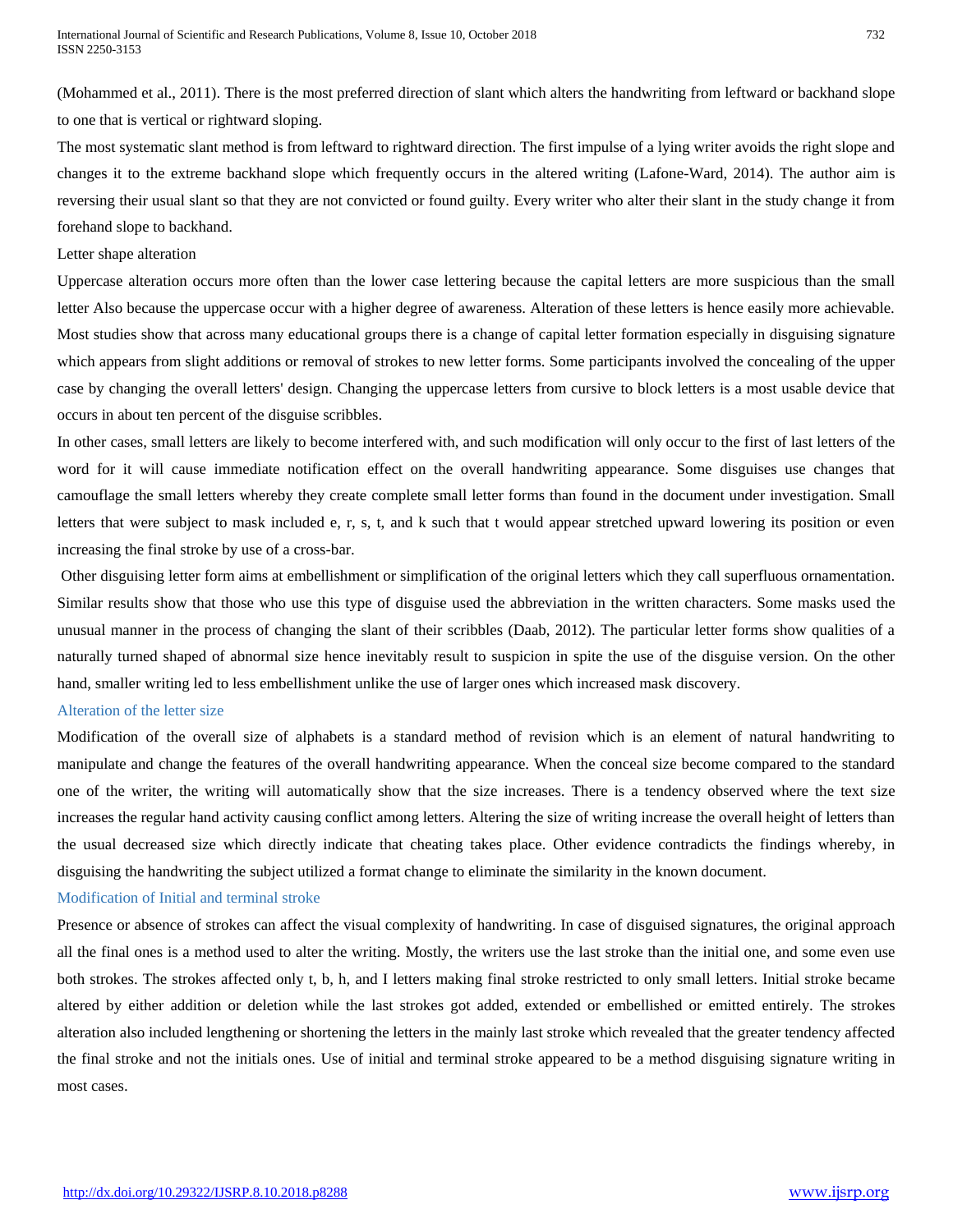(Mohammed et al., 2011). There is the most preferred direction of slant which alters the handwriting from leftward or backhand slope to one that is vertical or rightward sloping.

The most systematic slant method is from leftward to rightward direction. The first impulse of a lying writer avoids the right slope and changes it to the extreme backhand slope which frequently occurs in the altered writing (Lafone-Ward, 2014). The author aim is reversing their usual slant so that they are not convicted or found guilty. Every writer who alter their slant in the study change it from forehand slope to backhand.

Letter shape alteration

Uppercase alteration occurs more often than the lower case lettering because the capital letters are more suspicious than the small letter Also because the uppercase occur with a higher degree of awareness. Alteration of these letters is hence easily more achievable. Most studies show that across many educational groups there is a change of capital letter formation especially in disguising signature which appears from slight additions or removal of strokes to new letter forms. Some participants involved the concealing of the upper case by changing the overall letters' design. Changing the uppercase letters from cursive to block letters is a most usable device that occurs in about ten percent of the disguise scribbles.

In other cases, small letters are likely to become interfered with, and such modification will only occur to the first of last letters of the word for it will cause immediate notification effect on the overall handwriting appearance. Some disguises use changes that camouflage the small letters whereby they create complete small letter forms than found in the document under investigation. Small letters that were subject to mask included e, r, s, t, and k such that t would appear stretched upward lowering its position or even increasing the final stroke by use of a cross-bar.

Other disguising letter form aims at embellishment or simplification of the original letters which they call superfluous ornamentation. Similar results show that those who use this type of disguise used the abbreviation in the written characters. Some masks used the unusual manner in the process of changing the slant of their scribbles (Daab, 2012). The particular letter forms show qualities of a naturally turned shaped of abnormal size hence inevitably result to suspicion in spite the use of the disguise version. On the other hand, smaller writing led to less embellishment unlike the use of larger ones which increased mask discovery.

### Alteration of the letter size

Modification of the overall size of alphabets is a standard method of revision which is an element of natural handwriting to manipulate and change the features of the overall handwriting appearance. When the conceal size become compared to the standard one of the writer, the writing will automatically show that the size increases. There is a tendency observed where the text size increases the regular hand activity causing conflict among letters. Altering the size of writing increase the overall height of letters than the usual decreased size which directly indicate that cheating takes place. Other evidence contradicts the findings whereby, in disguising the handwriting the subject utilized a format change to eliminate the similarity in the known document.

### Modification of Initial and terminal stroke

Presence or absence of strokes can affect the visual complexity of handwriting. In case of disguised signatures, the original approach all the final ones is a method used to alter the writing. Mostly, the writers use the last stroke than the initial one, and some even use both strokes. The strokes affected only t, b, h, and I letters making final stroke restricted to only small letters. Initial stroke became altered by either addition or deletion while the last strokes got added, extended or embellished or emitted entirely. The strokes alteration also included lengthening or shortening the letters in the mainly last stroke which revealed that the greater tendency affected the final stroke and not the initials ones. Use of initial and terminal stroke appeared to be a method disguising signature writing in most cases.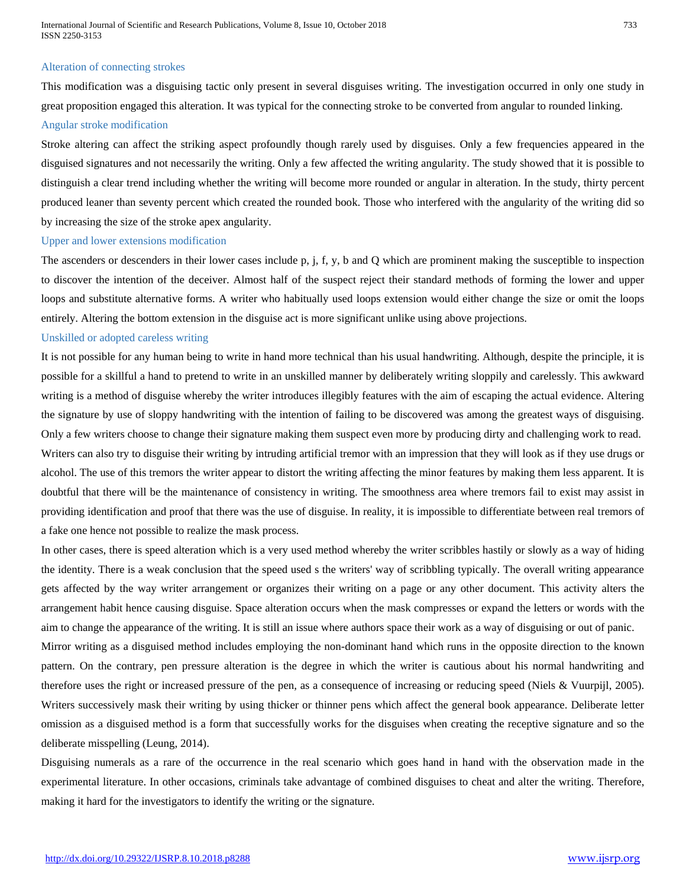### Alteration of connecting strokes

This modification was a disguising tactic only present in several disguises writing. The investigation occurred in only one study in great proposition engaged this alteration. It was typical for the connecting stroke to be converted from angular to rounded linking.

### Angular stroke modification

Stroke altering can affect the striking aspect profoundly though rarely used by disguises. Only a few frequencies appeared in the disguised signatures and not necessarily the writing. Only a few affected the writing angularity. The study showed that it is possible to distinguish a clear trend including whether the writing will become more rounded or angular in alteration. In the study, thirty percent produced leaner than seventy percent which created the rounded book. Those who interfered with the angularity of the writing did so by increasing the size of the stroke apex angularity.

### Upper and lower extensions modification

The ascenders or descenders in their lower cases include p, j, f, y, b and Q which are prominent making the susceptible to inspection to discover the intention of the deceiver. Almost half of the suspect reject their standard methods of forming the lower and upper loops and substitute alternative forms. A writer who habitually used loops extension would either change the size or omit the loops entirely. Altering the bottom extension in the disguise act is more significant unlike using above projections.

### Unskilled or adopted careless writing

It is not possible for any human being to write in hand more technical than his usual handwriting. Although, despite the principle, it is possible for a skillful a hand to pretend to write in an unskilled manner by deliberately writing sloppily and carelessly. This awkward writing is a method of disguise whereby the writer introduces illegibly features with the aim of escaping the actual evidence. Altering the signature by use of sloppy handwriting with the intention of failing to be discovered was among the greatest ways of disguising. Only a few writers choose to change their signature making them suspect even more by producing dirty and challenging work to read.

Writers can also try to disguise their writing by intruding artificial tremor with an impression that they will look as if they use drugs or alcohol. The use of this tremors the writer appear to distort the writing affecting the minor features by making them less apparent. It is doubtful that there will be the maintenance of consistency in writing. The smoothness area where tremors fail to exist may assist in providing identification and proof that there was the use of disguise. In reality, it is impossible to differentiate between real tremors of a fake one hence not possible to realize the mask process.

In other cases, there is speed alteration which is a very used method whereby the writer scribbles hastily or slowly as a way of hiding the identity. There is a weak conclusion that the speed used s the writers' way of scribbling typically. The overall writing appearance gets affected by the way writer arrangement or organizes their writing on a page or any other document. This activity alters the arrangement habit hence causing disguise. Space alteration occurs when the mask compresses or expand the letters or words with the aim to change the appearance of the writing. It is still an issue where authors space their work as a way of disguising or out of panic.

Mirror writing as a disguised method includes employing the non-dominant hand which runs in the opposite direction to the known pattern. On the contrary, pen pressure alteration is the degree in which the writer is cautious about his normal handwriting and therefore uses the right or increased pressure of the pen, as a consequence of increasing or reducing speed (Niels & Vuurpijl, 2005). Writers successively mask their writing by using thicker or thinner pens which affect the general book appearance. Deliberate letter omission as a disguised method is a form that successfully works for the disguises when creating the receptive signature and so the deliberate misspelling (Leung, 2014).

Disguising numerals as a rare of the occurrence in the real scenario which goes hand in hand with the observation made in the experimental literature. In other occasions, criminals take advantage of combined disguises to cheat and alter the writing. Therefore, making it hard for the investigators to identify the writing or the signature.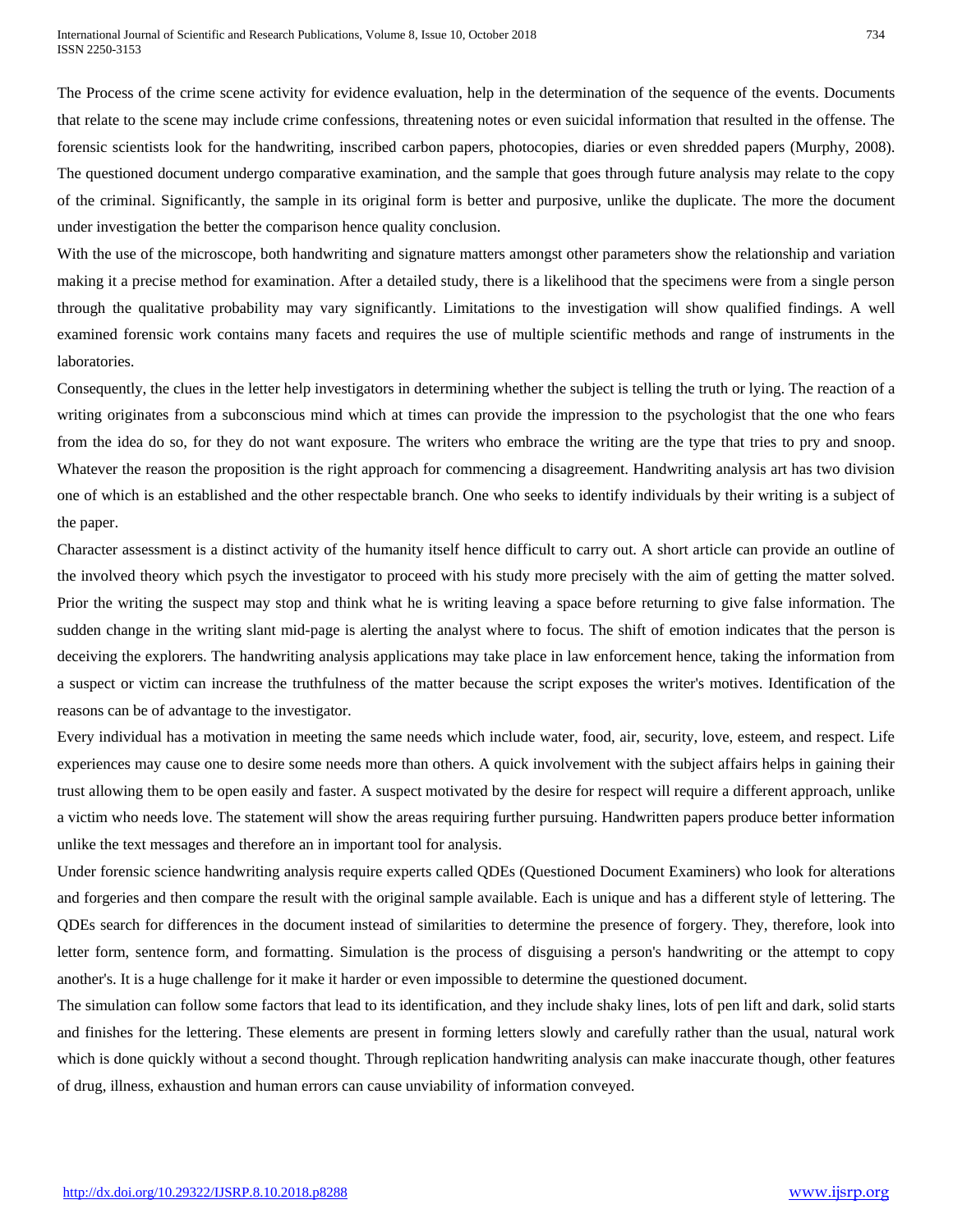The Process of the crime scene activity for evidence evaluation, help in the determination of the sequence of the events. Documents that relate to the scene may include crime confessions, threatening notes or even suicidal information that resulted in the offense. The forensic scientists look for the handwriting, inscribed carbon papers, photocopies, diaries or even shredded papers (Murphy, 2008). The questioned document undergo comparative examination, and the sample that goes through future analysis may relate to the copy of the criminal. Significantly, the sample in its original form is better and purposive, unlike the duplicate. The more the document under investigation the better the comparison hence quality conclusion.

With the use of the microscope, both handwriting and signature matters amongst other parameters show the relationship and variation making it a precise method for examination. After a detailed study, there is a likelihood that the specimens were from a single person through the qualitative probability may vary significantly. Limitations to the investigation will show qualified findings. A well examined forensic work contains many facets and requires the use of multiple scientific methods and range of instruments in the laboratories.

Consequently, the clues in the letter help investigators in determining whether the subject is telling the truth or lying. The reaction of a writing originates from a subconscious mind which at times can provide the impression to the psychologist that the one who fears from the idea do so, for they do not want exposure. The writers who embrace the writing are the type that tries to pry and snoop. Whatever the reason the proposition is the right approach for commencing a disagreement. Handwriting analysis art has two division one of which is an established and the other respectable branch. One who seeks to identify individuals by their writing is a subject of the paper.

Character assessment is a distinct activity of the humanity itself hence difficult to carry out. A short article can provide an outline of the involved theory which psych the investigator to proceed with his study more precisely with the aim of getting the matter solved. Prior the writing the suspect may stop and think what he is writing leaving a space before returning to give false information. The sudden change in the writing slant mid-page is alerting the analyst where to focus. The shift of emotion indicates that the person is deceiving the explorers. The handwriting analysis applications may take place in law enforcement hence, taking the information from a suspect or victim can increase the truthfulness of the matter because the script exposes the writer's motives. Identification of the reasons can be of advantage to the investigator.

Every individual has a motivation in meeting the same needs which include water, food, air, security, love, esteem, and respect. Life experiences may cause one to desire some needs more than others. A quick involvement with the subject affairs helps in gaining their trust allowing them to be open easily and faster. A suspect motivated by the desire for respect will require a different approach, unlike a victim who needs love. The statement will show the areas requiring further pursuing. Handwritten papers produce better information unlike the text messages and therefore an in important tool for analysis.

Under forensic science handwriting analysis require experts called QDEs (Questioned Document Examiners) who look for alterations and forgeries and then compare the result with the original sample available. Each is unique and has a different style of lettering. The QDEs search for differences in the document instead of similarities to determine the presence of forgery. They, therefore, look into letter form, sentence form, and formatting. Simulation is the process of disguising a person's handwriting or the attempt to copy another's. It is a huge challenge for it make it harder or even impossible to determine the questioned document.

The simulation can follow some factors that lead to its identification, and they include shaky lines, lots of pen lift and dark, solid starts and finishes for the lettering. These elements are present in forming letters slowly and carefully rather than the usual, natural work which is done quickly without a second thought. Through replication handwriting analysis can make inaccurate though, other features of drug, illness, exhaustion and human errors can cause unviability of information conveyed.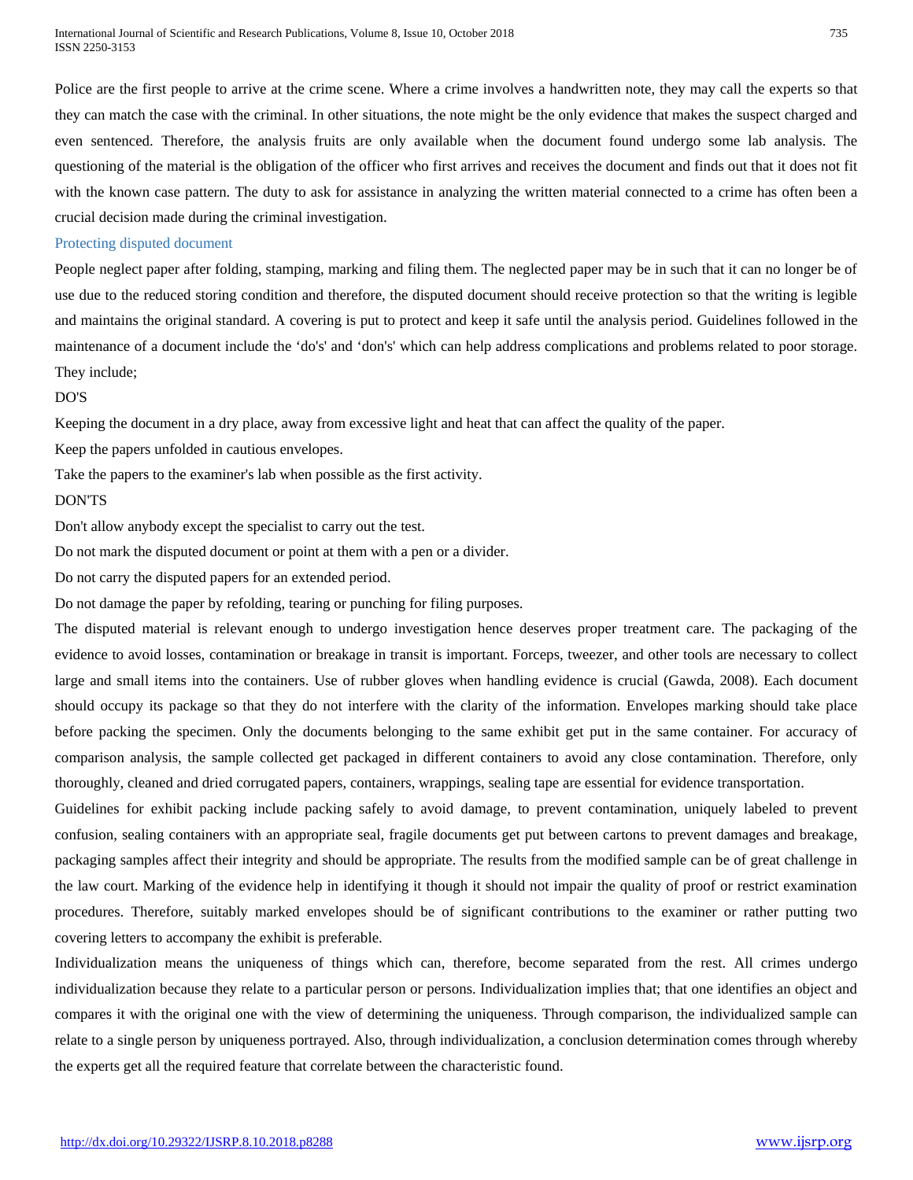Police are the first people to arrive at the crime scene. Where a crime involves a handwritten note, they may call the experts so that they can match the case with the criminal. In other situations, the note might be the only evidence that makes the suspect charged and even sentenced. Therefore, the analysis fruits are only available when the document found undergo some lab analysis. The questioning of the material is the obligation of the officer who first arrives and receives the document and finds out that it does not fit with the known case pattern. The duty to ask for assistance in analyzing the written material connected to a crime has often been a crucial decision made during the criminal investigation.

## Protecting disputed document

People neglect paper after folding, stamping, marking and filing them. The neglected paper may be in such that it can no longer be of use due to the reduced storing condition and therefore, the disputed document should receive protection so that the writing is legible and maintains the original standard. A covering is put to protect and keep it safe until the analysis period. Guidelines followed in the maintenance of a document include the 'do's' and 'don's' which can help address complications and problems related to poor storage. They include;

DO'S

Keeping the document in a dry place, away from excessive light and heat that can affect the quality of the paper.

Keep the papers unfolded in cautious envelopes.

Take the papers to the examiner's lab when possible as the first activity.

DON'TS

Don't allow anybody except the specialist to carry out the test.

Do not mark the disputed document or point at them with a pen or a divider.

Do not carry the disputed papers for an extended period.

Do not damage the paper by refolding, tearing or punching for filing purposes.

The disputed material is relevant enough to undergo investigation hence deserves proper treatment care. The packaging of the evidence to avoid losses, contamination or breakage in transit is important. Forceps, tweezer, and other tools are necessary to collect large and small items into the containers. Use of rubber gloves when handling evidence is crucial (Gawda, 2008). Each document should occupy its package so that they do not interfere with the clarity of the information. Envelopes marking should take place before packing the specimen. Only the documents belonging to the same exhibit get put in the same container. For accuracy of comparison analysis, the sample collected get packaged in different containers to avoid any close contamination. Therefore, only thoroughly, cleaned and dried corrugated papers, containers, wrappings, sealing tape are essential for evidence transportation.

Guidelines for exhibit packing include packing safely to avoid damage, to prevent contamination, uniquely labeled to prevent confusion, sealing containers with an appropriate seal, fragile documents get put between cartons to prevent damages and breakage, packaging samples affect their integrity and should be appropriate. The results from the modified sample can be of great challenge in the law court. Marking of the evidence help in identifying it though it should not impair the quality of proof or restrict examination procedures. Therefore, suitably marked envelopes should be of significant contributions to the examiner or rather putting two covering letters to accompany the exhibit is preferable.

Individualization means the uniqueness of things which can, therefore, become separated from the rest. All crimes undergo individualization because they relate to a particular person or persons. Individualization implies that; that one identifies an object and compares it with the original one with the view of determining the uniqueness. Through comparison, the individualized sample can relate to a single person by uniqueness portrayed. Also, through individualization, a conclusion determination comes through whereby the experts get all the required feature that correlate between the characteristic found.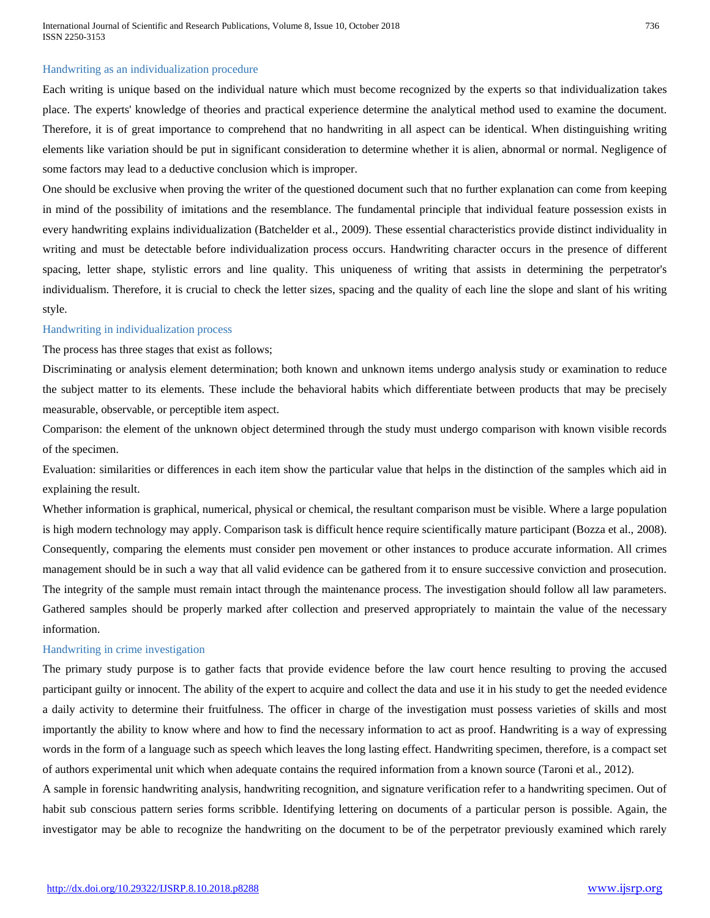### Handwriting as an individualization procedure

Each writing is unique based on the individual nature which must become recognized by the experts so that individualization takes place. The experts' knowledge of theories and practical experience determine the analytical method used to examine the document. Therefore, it is of great importance to comprehend that no handwriting in all aspect can be identical. When distinguishing writing elements like variation should be put in significant consideration to determine whether it is alien, abnormal or normal. Negligence of some factors may lead to a deductive conclusion which is improper.

One should be exclusive when proving the writer of the questioned document such that no further explanation can come from keeping in mind of the possibility of imitations and the resemblance. The fundamental principle that individual feature possession exists in every handwriting explains individualization (Batchelder et al., 2009). These essential characteristics provide distinct individuality in writing and must be detectable before individualization process occurs. Handwriting character occurs in the presence of different spacing, letter shape, stylistic errors and line quality. This uniqueness of writing that assists in determining the perpetrator's individualism. Therefore, it is crucial to check the letter sizes, spacing and the quality of each line the slope and slant of his writing style.

### Handwriting in individualization process

The process has three stages that exist as follows;

Discriminating or analysis element determination; both known and unknown items undergo analysis study or examination to reduce the subject matter to its elements. These include the behavioral habits which differentiate between products that may be precisely measurable, observable, or perceptible item aspect.

Comparison: the element of the unknown object determined through the study must undergo comparison with known visible records of the specimen.

Evaluation: similarities or differences in each item show the particular value that helps in the distinction of the samples which aid in explaining the result.

Whether information is graphical, numerical, physical or chemical, the resultant comparison must be visible. Where a large population is high modern technology may apply. Comparison task is difficult hence require scientifically mature participant (Bozza et al., 2008). Consequently, comparing the elements must consider pen movement or other instances to produce accurate information. All crimes management should be in such a way that all valid evidence can be gathered from it to ensure successive conviction and prosecution. The integrity of the sample must remain intact through the maintenance process. The investigation should follow all law parameters. Gathered samples should be properly marked after collection and preserved appropriately to maintain the value of the necessary information.

### Handwriting in crime investigation

The primary study purpose is to gather facts that provide evidence before the law court hence resulting to proving the accused participant guilty or innocent. The ability of the expert to acquire and collect the data and use it in his study to get the needed evidence a daily activity to determine their fruitfulness. The officer in charge of the investigation must possess varieties of skills and most importantly the ability to know where and how to find the necessary information to act as proof. Handwriting is a way of expressing words in the form of a language such as speech which leaves the long lasting effect. Handwriting specimen, therefore, is a compact set of authors experimental unit which when adequate contains the required information from a known source (Taroni et al., 2012).

A sample in forensic handwriting analysis, handwriting recognition, and signature verification refer to a handwriting specimen. Out of habit sub conscious pattern series forms scribble. Identifying lettering on documents of a particular person is possible. Again, the investigator may be able to recognize the handwriting on the document to be of the perpetrator previously examined which rarely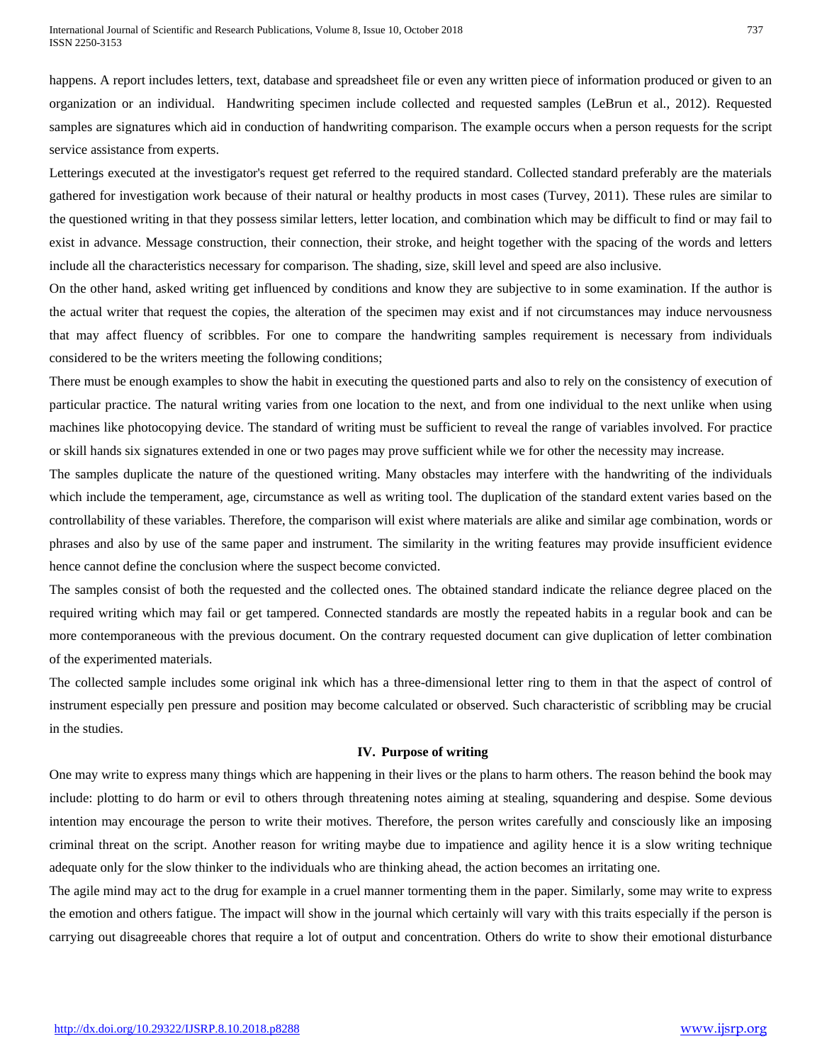happens. A report includes letters, text, database and spreadsheet file or even any written piece of information produced or given to an organization or an individual. Handwriting specimen include collected and requested samples (LeBrun et al., 2012). Requested samples are signatures which aid in conduction of handwriting comparison. The example occurs when a person requests for the script service assistance from experts.

Letterings executed at the investigator's request get referred to the required standard. Collected standard preferably are the materials gathered for investigation work because of their natural or healthy products in most cases (Turvey, 2011). These rules are similar to the questioned writing in that they possess similar letters, letter location, and combination which may be difficult to find or may fail to exist in advance. Message construction, their connection, their stroke, and height together with the spacing of the words and letters include all the characteristics necessary for comparison. The shading, size, skill level and speed are also inclusive.

On the other hand, asked writing get influenced by conditions and know they are subjective to in some examination. If the author is the actual writer that request the copies, the alteration of the specimen may exist and if not circumstances may induce nervousness that may affect fluency of scribbles. For one to compare the handwriting samples requirement is necessary from individuals considered to be the writers meeting the following conditions;

There must be enough examples to show the habit in executing the questioned parts and also to rely on the consistency of execution of particular practice. The natural writing varies from one location to the next, and from one individual to the next unlike when using machines like photocopying device. The standard of writing must be sufficient to reveal the range of variables involved. For practice or skill hands six signatures extended in one or two pages may prove sufficient while we for other the necessity may increase.

The samples duplicate the nature of the questioned writing. Many obstacles may interfere with the handwriting of the individuals which include the temperament, age, circumstance as well as writing tool. The duplication of the standard extent varies based on the controllability of these variables. Therefore, the comparison will exist where materials are alike and similar age combination, words or phrases and also by use of the same paper and instrument. The similarity in the writing features may provide insufficient evidence hence cannot define the conclusion where the suspect become convicted.

The samples consist of both the requested and the collected ones. The obtained standard indicate the reliance degree placed on the required writing which may fail or get tampered. Connected standards are mostly the repeated habits in a regular book and can be more contemporaneous with the previous document. On the contrary requested document can give duplication of letter combination of the experimented materials.

The collected sample includes some original ink which has a three-dimensional letter ring to them in that the aspect of control of instrument especially pen pressure and position may become calculated or observed. Such characteristic of scribbling may be crucial in the studies.

## IV. Purpose of writing

One may write to express many things which are happening in their lives or the plans to harm others. The reason behind the book may include: plotting to do harm or evil to others through threatening notes aiming at stealing, squandering and despise. Some devious intention may encourage the person to write their motives. Therefore, the person writes carefully and consciously like an imposing criminal threat on the script. Another reason for writing maybe due to impatience and agility hence it is a slow writing technique adequate only for the slow thinker to the individuals who are thinking ahead, the action becomes an irritating one.

The agile mind may act to the drug for example in a cruel manner tormenting them in the paper. Similarly, some may write to express the emotion and others fatigue. The impact will show in the journal which certainly will vary with this traits especially if the person is carrying out disagreeable chores that require a lot of output and concentration. Others do write to show their emotional disturbance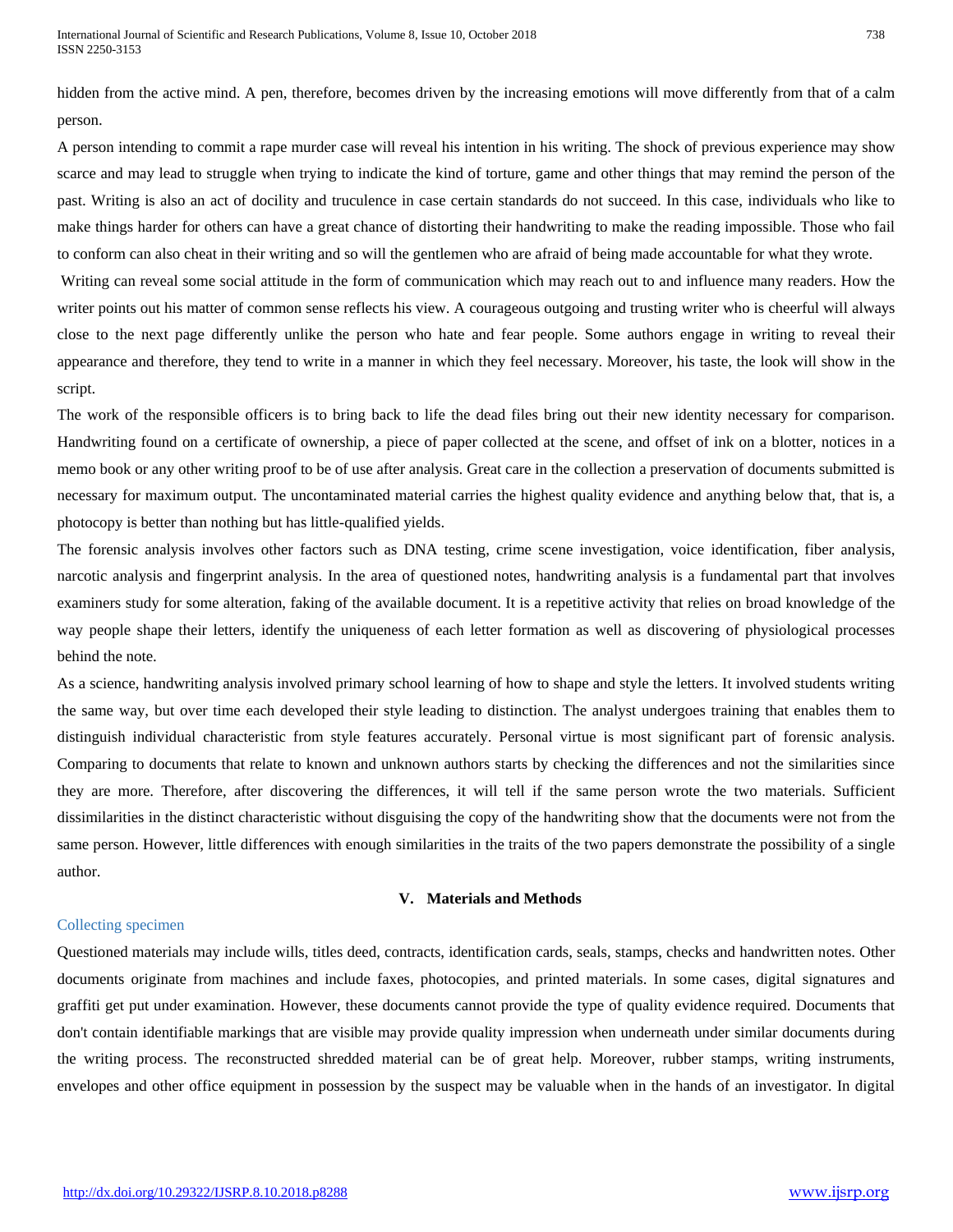hidden from the active mind. A pen, therefore, becomes driven by the increasing emotions will move differently from that of a calm person.

A person intending to commit a rape murder case will reveal his intention in his writing. The shock of previous experience may show scarce and may lead to struggle when trying to indicate the kind of torture, game and other things that may remind the person of the past. Writing is also an act of docility and truculence in case certain standards do not succeed. In this case, individuals who like to make things harder for others can have a great chance of distorting their handwriting to make the reading impossible. Those who fail to conform can also cheat in their writing and so will the gentlemen who are afraid of being made accountable for what they wrote.

Writing can reveal some social attitude in the form of communication which may reach out to and influence many readers. How the writer points out his matter of common sense reflects his view. A courageous outgoing and trusting writer who is cheerful will always close to the next page differently unlike the person who hate and fear people. Some authors engage in writing to reveal their appearance and therefore, they tend to write in a manner in which they feel necessary. Moreover, his taste, the look will show in the script.

The work of the responsible officers is to bring back to life the dead files bring out their new identity necessary for comparison. Handwriting found on a certificate of ownership, a piece of paper collected at the scene, and offset of ink on a blotter, notices in a memo book or any other writing proof to be of use after analysis. Great care in the collection a preservation of documents submitted is necessary for maximum output. The uncontaminated material carries the highest quality evidence and anything below that, that is, a photocopy is better than nothing but has little-qualified yields.

The forensic analysis involves other factors such as DNA testing, crime scene investigation, voice identification, fiber analysis, narcotic analysis and fingerprint analysis. In the area of questioned notes, handwriting analysis is a fundamental part that involves examiners study for some alteration, faking of the available document. It is a repetitive activity that relies on broad knowledge of the way people shape their letters, identify the uniqueness of each letter formation as well as discovering of physiological processes behind the note.

As a science, handwriting analysis involved primary school learning of how to shape and style the letters. It involved students writing the same way, but over time each developed their style leading to distinction. The analyst undergoes training that enables them to distinguish individual characteristic from style features accurately. Personal virtue is most significant part of forensic analysis. Comparing to documents that relate to known and unknown authors starts by checking the differences and not the similarities since they are more. Therefore, after discovering the differences, it will tell if the same person wrote the two materials. Sufficient dissimilarities in the distinct characteristic without disguising the copy of the handwriting show that the documents were not from the same person. However, little differences with enough similarities in the traits of the two papers demonstrate the possibility of a single author.

## V. Materials and Methods

### Collecting specimen

Questioned materials may include wills, titles deed, contracts, identification cards, seals, stamps, checks and handwritten notes. Other documents originate from machines and include faxes, photocopies, and printed materials. In some cases, digital signatures and graffiti get put under examination. However, these documents cannot provide the type of quality evidence required. Documents that don't contain identifiable markings that are visible may provide quality impression when underneath under similar documents during the writing process. The reconstructed shredded material can be of great help. Moreover, rubber stamps, writing instruments, envelopes and other office equipment in possession by the suspect may be valuable when in the hands of an investigator. In digital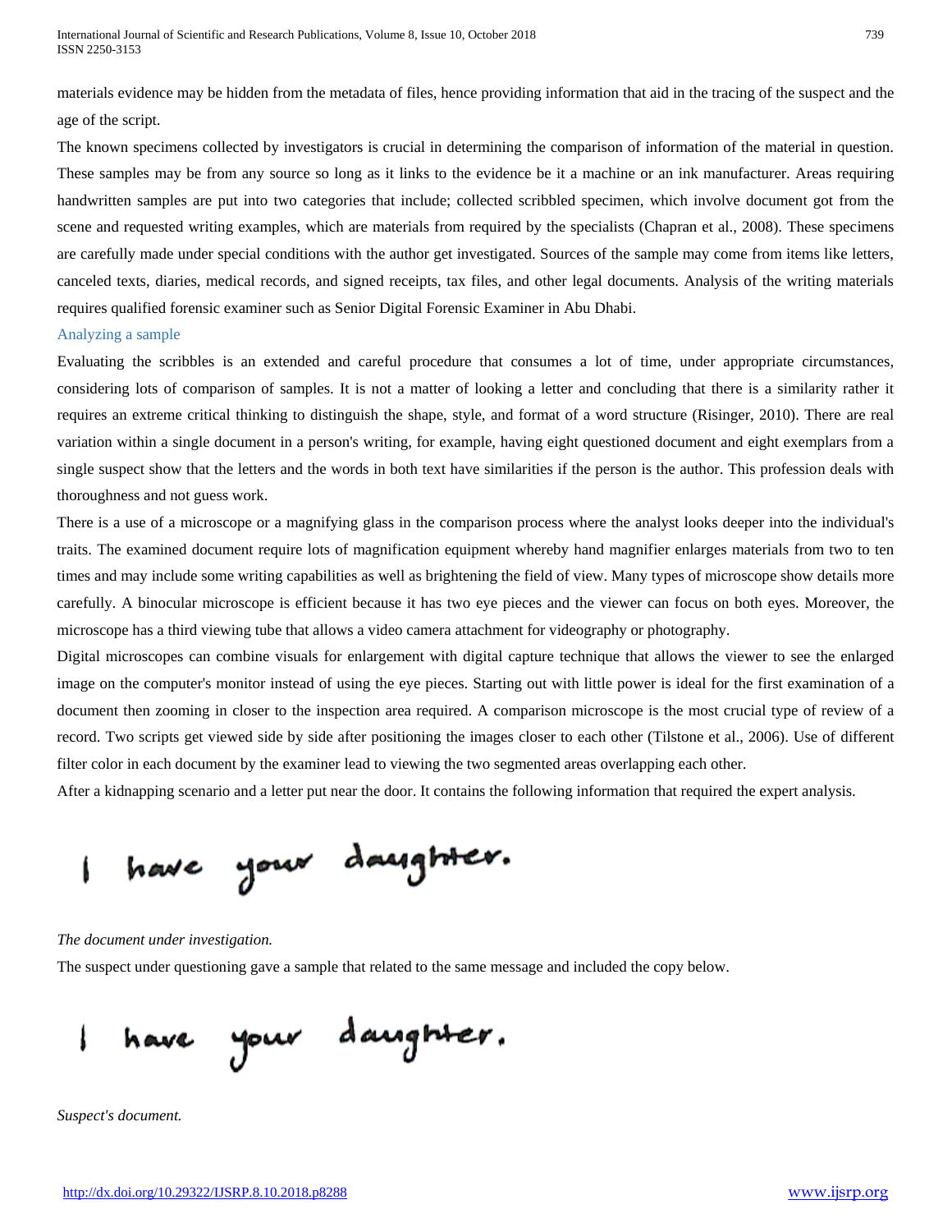materials evidence may be hidden from the metadata of files, hence providing information that aid in the tracing of the suspect and the age of the script.

The known specimens collected by investigators is crucial in determining the comparison of information of the material in question. These samples may be from any source so long as it links to the evidence be it a machine or an ink manufacturer. Areas requiring handwritten samples are put into two categories that include; collected scribbled specimen, which involve document got from the scene and requested writing examples, which are materials from required by the specialists (Chapran et al., 2008). These specimens are carefully made under special conditions with the author get investigated. Sources of the sample may come from items like letters, canceled texts, diaries, medical records, and signed receipts, tax files, and other legal documents. Analysis of the writing materials requires qualified forensic examiner such as Senior Digital Forensic Examiner in Abu Dhabi.

### Analyzing a sample

Evaluating the scribbles is an extended and careful procedure that consumes a lot of time, under appropriate circumstances, considering lots of comparison of samples. It is not a matter of looking a letter and concluding that there is a similarity rather it requires an extreme critical thinking to distinguish the shape, style, and format of a word structure (Risinger, 2010). There are real variation within a single document in a person's writing, for example, having eight questioned document and eight exemplars from a single suspect show that the letters and the words in both text have similarities if the person is the author. This profession deals with thoroughness and not guess work.

There is a use of a microscope or a magnifying glass in the comparison process where the analyst looks deeper into the individual's traits. The examined document require lots of magnification equipment whereby hand magnifier enlarges materials from two to ten times and may include some writing capabilities as well as brightening the field of view. Many types of microscope show details more carefully. A binocular microscope is efficient because it has two eye pieces and the viewer can focus on both eyes. Moreover, the microscope has a third viewing tube that allows a video camera attachment for videography or photography.

Digital microscopes can combine visuals for enlargement with digital capture technique that allows the viewer to see the enlarged image on the computer's monitor instead of using the eye pieces. Starting out with little power is ideal for the first examination of a document then zooming in closer to the inspection area required. A comparison microscope is the most crucial type of review of a record. Two scripts get viewed side by side after positioning the images closer to each other (Tilstone et al., 2006). Use of different filter color in each document by the examiner lead to viewing the two segmented areas overlapping each other.

After a kidnapping scenario and a letter put near the door. It contains the following information that required the expert analysis.

I have your daughter.

*The document under investigation.*

The suspect under questioning gave a sample that related to the same message and included the copy below.

I have your daughter.

*Suspect's document.*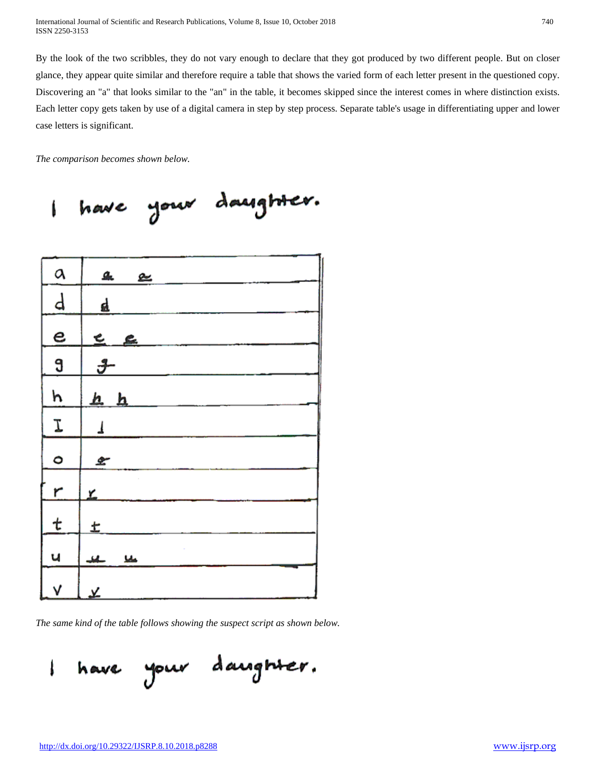By the look of the two scribbles, they do not vary enough to declare that they got produced by two different people. But on closer glance, they appear quite similar and therefore require a table that shows the varied form of each letter present in the questioned copy. Discovering an "a" that looks similar to the "an" in the table, it becomes skipped since the interest comes in where distinction exists. Each letter copy gets taken by use of a digital camera in step by step process. Separate table's usage in differentiating upper and lower case letters is significant.

*The comparison becomes shown below.*

*The same kind of the table follows showing the suspect script as shown below.*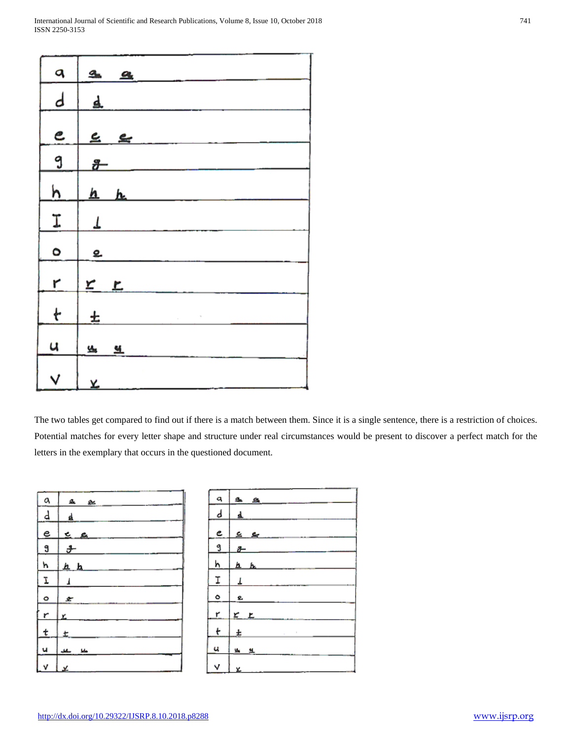| a | a a |
|---|---|
| d | d |
| e | e e |
| g | g |
| h | h h |
| I | I |
| o | o |
| r | r r |
| t | t |
| u | u u |
| v | v |

The two tables get compared to find out if there is a match between them. Since it is a single sentence, there is a restriction of choices. Potential matches for every letter shape and structure under real circumstances would be present to discover a perfect match for the letters in the exemplary that occurs in the questioned document.

| a | a a |
|---|---|
| d | d |
| e | e e |
| g | g |
| h | h h |
| I | I |
| o | o |
| r | r |
| t | t |
| u | u u |
| v | v |

| a | a a |
|---|---|
| d | d |
| e | e e |
| g | g |
| h | h h |
| I | I |
| o | o |
| r | r r |
| t | t |
| u | u u |
| v | v |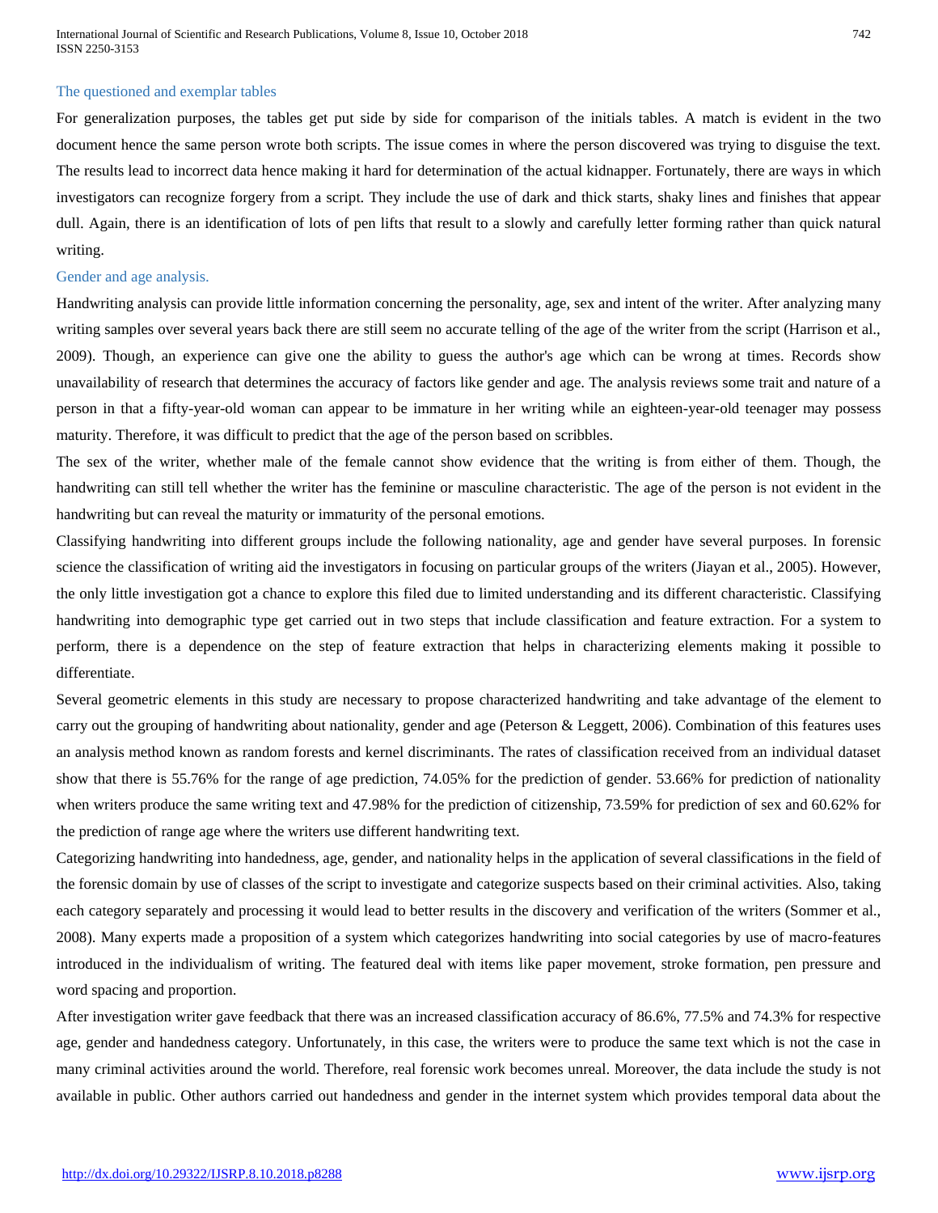### The questioned and exemplar tables

For generalization purposes, the tables get put side by side for comparison of the initials tables. A match is evident in the two document hence the same person wrote both scripts. The issue comes in where the person discovered was trying to disguise the text. The results lead to incorrect data hence making it hard for determination of the actual kidnapper. Fortunately, there are ways in which investigators can recognize forgery from a script. They include the use of dark and thick starts, shaky lines and finishes that appear dull. Again, there is an identification of lots of pen lifts that result to a slowly and carefully letter forming rather than quick natural writing.

### Gender and age analysis.

Handwriting analysis can provide little information concerning the personality, age, sex and intent of the writer. After analyzing many writing samples over several years back there are still seem no accurate telling of the age of the writer from the script (Harrison et al., 2009). Though, an experience can give one the ability to guess the author's age which can be wrong at times. Records show unavailability of research that determines the accuracy of factors like gender and age. The analysis reviews some trait and nature of a person in that a fifty-year-old woman can appear to be immature in her writing while an eighteen-year-old teenager may possess maturity. Therefore, it was difficult to predict that the age of the person based on scribbles.

The sex of the writer, whether male of the female cannot show evidence that the writing is from either of them. Though, the handwriting can still tell whether the writer has the feminine or masculine characteristic. The age of the person is not evident in the handwriting but can reveal the maturity or immaturity of the personal emotions.

Classifying handwriting into different groups include the following nationality, age and gender have several purposes. In forensic science the classification of writing aid the investigators in focusing on particular groups of the writers (Jiayan et al., 2005). However, the only little investigation got a chance to explore this filed due to limited understanding and its different characteristic. Classifying handwriting into demographic type get carried out in two steps that include classification and feature extraction. For a system to perform, there is a dependence on the step of feature extraction that helps in characterizing elements making it possible to differentiate.

Several geometric elements in this study are necessary to propose characterized handwriting and take advantage of the element to carry out the grouping of handwriting about nationality, gender and age (Peterson & Leggett, 2006). Combination of this features uses an analysis method known as random forests and kernel discriminants. The rates of classification received from an individual dataset show that there is 55.76% for the range of age prediction, 74.05% for the prediction of gender. 53.66% for prediction of nationality when writers produce the same writing text and 47.98% for the prediction of citizenship, 73.59% for prediction of sex and 60.62% for the prediction of range age where the writers use different handwriting text.

Categorizing handwriting into handedness, age, gender, and nationality helps in the application of several classifications in the field of the forensic domain by use of classes of the script to investigate and categorize suspects based on their criminal activities. Also, taking each category separately and processing it would lead to better results in the discovery and verification of the writers (Sommer et al., 2008). Many experts made a proposition of a system which categorizes handwriting into social categories by use of macro-features introduced in the individualism of writing. The featured deal with items like paper movement, stroke formation, pen pressure and word spacing and proportion.

After investigation writer gave feedback that there was an increased classification accuracy of 86.6%, 77.5% and 74.3% for respective age, gender and handedness category. Unfortunately, in this case, the writers were to produce the same text which is not the case in many criminal activities around the world. Therefore, real forensic work becomes unreal. Moreover, the data include the study is not available in public. Other authors carried out handedness and gender in the internet system which provides temporal data about the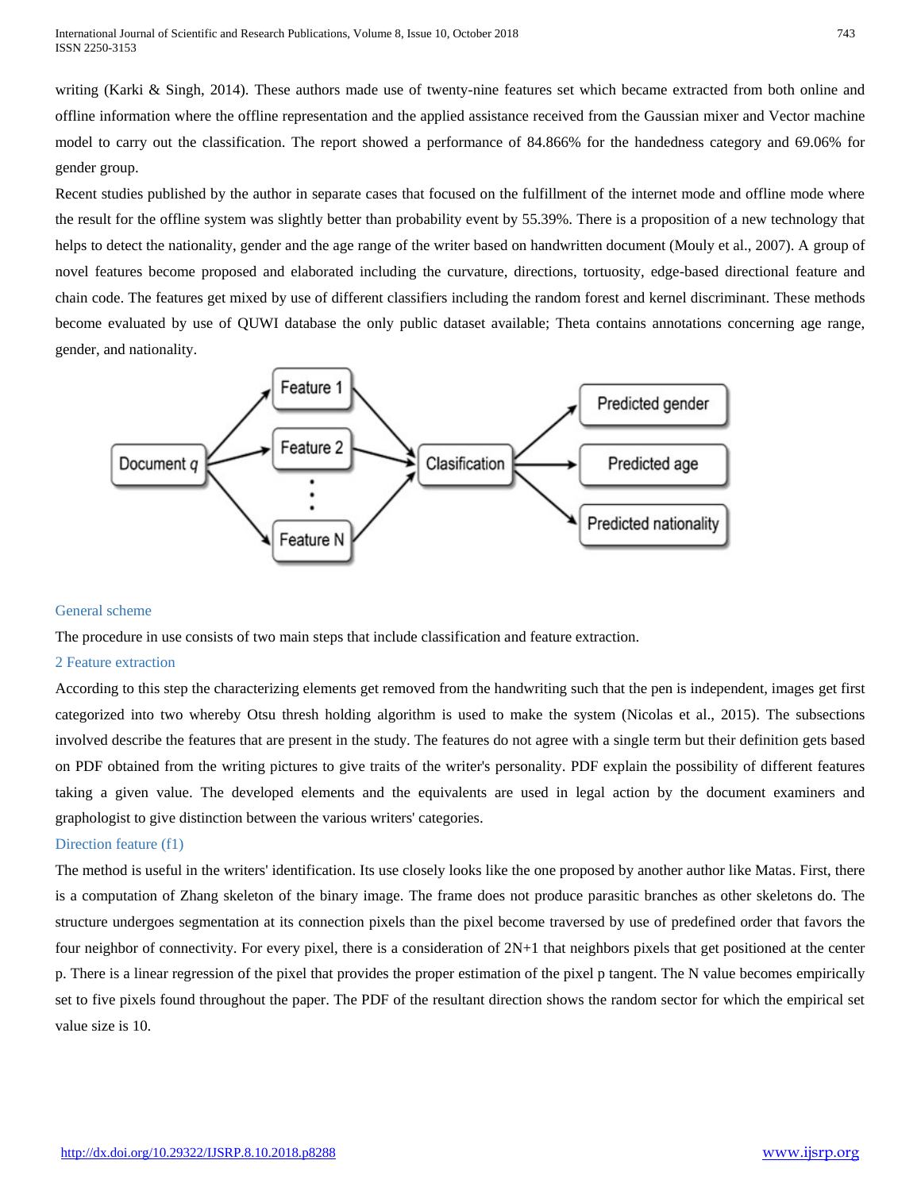writing (Karki & Singh, 2014). These authors made use of twenty-nine features set which became extracted from both online and offline information where the offline representation and the applied assistance received from the Gaussian mixer and Vector machine model to carry out the classification. The report showed a performance of 84.866% for the handedness category and 69.06% for gender group.

Recent studies published by the author in separate cases that focused on the fulfillment of the internet mode and offline mode where the result for the offline system was slightly better than probability event by 55.39%. There is a proposition of a new technology that helps to detect the nationality, gender and the age range of the writer based on handwritten document (Mouly et al., 2007). A group of novel features become proposed and elaborated including the curvature, directions, tortuosity, edge-based directional feature and chain code. The features get mixed by use of different classifiers including the random forest and kernel discriminant. These methods become evaluated by use of QUWI database the only public dataset available; Theta contains annotations concerning age range, gender, and nationality.

### General scheme

The procedure in use consists of two main steps that include classification and feature extraction.

### 2 Feature extraction

According to this step the characterizing elements get removed from the handwriting such that the pen is independent, images get first categorized into two whereby Otsu thresh holding algorithm is used to make the system (Nicolas et al., 2015). The subsections involved describe the features that are present in the study. The features do not agree with a single term but their definition gets based on PDF obtained from the writing pictures to give traits of the writer's personality. PDF explain the possibility of different features taking a given value. The developed elements and the equivalents are used in legal action by the document examiners and graphologist to give distinction between the various writers' categories.

### Direction feature (f1)

The method is useful in the writers' identification. Its use closely looks like the one proposed by another author like Matas. First, there is a computation of Zhang skeleton of the binary image. The frame does not produce parasitic branches as other skeletons do. The structure undergoes segmentation at its connection pixels than the pixel become traversed by use of predefined order that favors the four neighbor of connectivity. For every pixel, there is a consideration of 2N+1 that neighbors pixels that get positioned at the center p. There is a linear regression of the pixel that provides the proper estimation of the pixel p tangent. The N value becomes empirically set to five pixels found throughout the paper. The PDF of the resultant direction shows the random sector for which the empirical set value size is 10.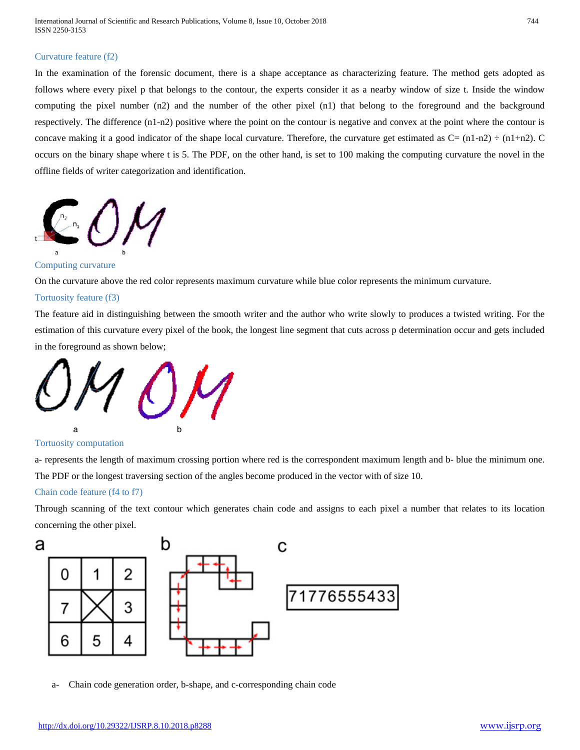### Curvature feature (f2)

In the examination of the forensic document, there is a shape acceptance as characterizing feature. The method gets adopted as follows where every pixel p that belongs to the contour, the experts consider it as a nearby window of size t. Inside the window computing the pixel number (n2) and the number of the other pixel (n1) that belong to the foreground and the background respectively. The difference (n1-n2) positive where the point on the contour is negative and convex at the point where the contour is concave making it a good indicator of the shape local curvature. Therefore, the curvature get estimated as C= (n1-n2) ÷ (n1+n2). C occurs on the binary shape where t is 5. The PDF, on the other hand, is set to 100 making the computing curvature the novel in the offline fields of writer categorization and identification.

### Computing curvature

On the curvature above the red color represents maximum curvature while blue color represents the minimum curvature.

### Tortuosity feature (f3)

The feature aid in distinguishing between the smooth writer and the author who write slowly to produces a twisted writing. For the estimation of this curvature every pixel of the book, the longest line segment that cuts across p determination occur and gets included in the foreground as shown below;

### Tortuosity computation

a- represents the length of maximum crossing portion where red is the correspondent maximum length and b- blue the minimum one. The PDF or the longest traversing section of the angles become produced in the vector with of size 10.

### Chain code feature (f4 to f7)

Through scanning of the text contour which generates chain code and assigns to each pixel a number that relates to its location concerning the other pixel.

a- Chain code generation order, b-shape, and c-corresponding chain code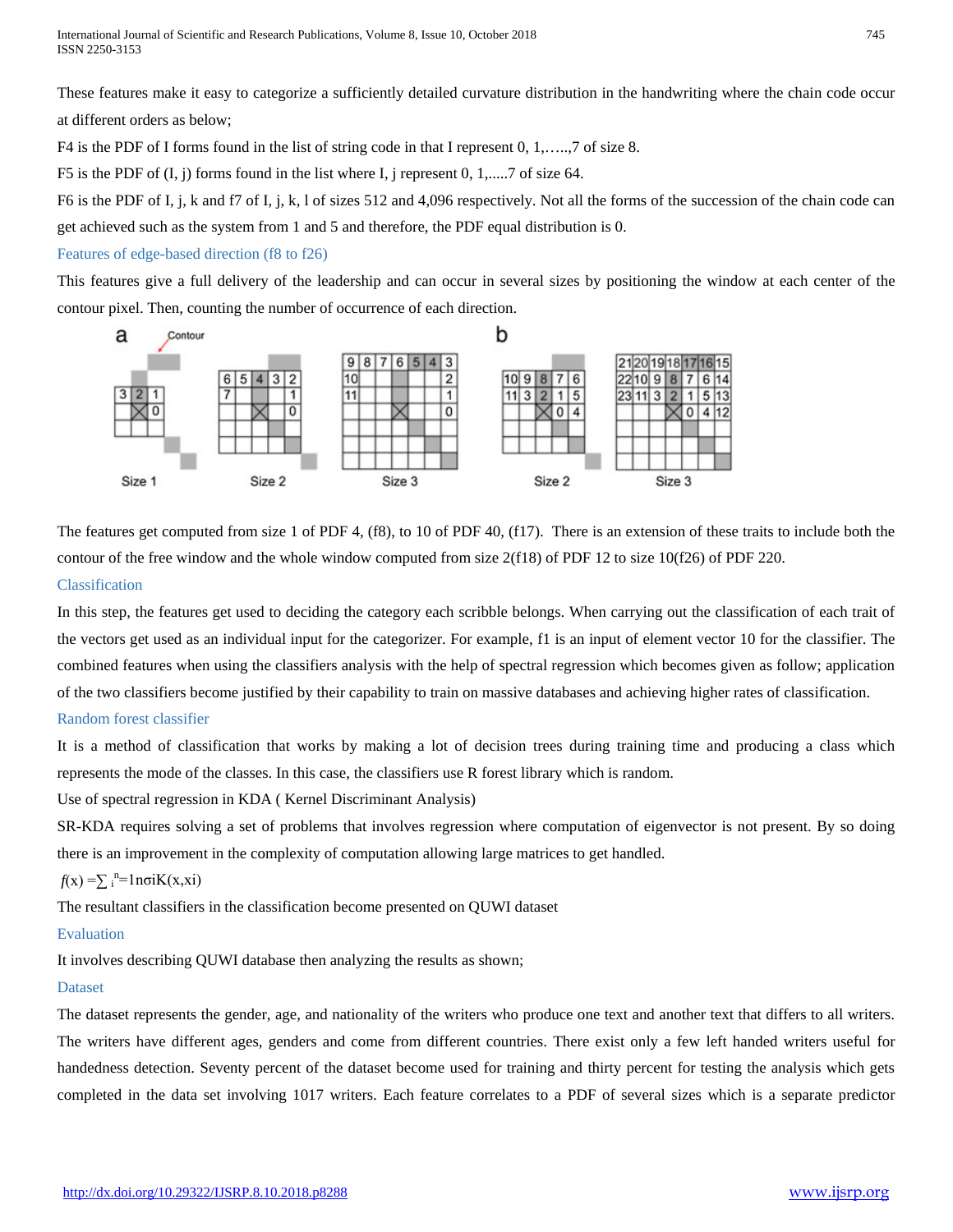These features make it easy to categorize a sufficiently detailed curvature distribution in the handwriting where the chain code occur at different orders as below;

F4 is the PDF of I forms found in the list of string code in that I represent 0, 1,…..,7 of size 8.

F5 is the PDF of (I, j) forms found in the list where I, j represent 0, 1,.....7 of size 64.

F6 is the PDF of I, j, k and f7 of I, j, k, l of sizes 512 and 4,096 respectively. Not all the forms of the succession of the chain code can get achieved such as the system from 1 and 5 and therefore, the PDF equal distribution is 0.

### Features of edge-based direction (f8 to f26)

This features give a full delivery of the leadership and can occur in several sizes by positioning the window at each center of the contour pixel. Then, counting the number of occurrence of each direction.

The features get computed from size 1 of PDF 4, (f8), to 10 of PDF 40, (f17). There is an extension of these traits to include both the contour of the free window and the whole window computed from size 2(f18) of PDF 12 to size 10(f26) of PDF 220.

### Classification

In this step, the features get used to deciding the category each scribble belongs. When carrying out the classification of each trait of the vectors get used as an individual input for the categorizer. For example, f1 is an input of element vector 10 for the classifier. The combined features when using the classifiers analysis with the help of spectral regression which becomes given as follow; application of the two classifiers become justified by their capability to train on massive databases and achieving higher rates of classification.

### Random forest classifier

It is a method of classification that works by making a lot of decision trees during training time and producing a class which represents the mode of the classes. In this case, the classifiers use R forest library which is random.

Use of spectral regression in KDA ( Kernel Discriminant Analysis)

SR-KDA requires solving a set of problems that involves regression where computation of eigenvector is not present. By so doing there is an improvement in the complexity of computation allowing large matrices to get handled.

$f(x) = \sum_{i}^{n}=1n\sigma iK(x,xi)$

The resultant classifiers in the classification become presented on QUWI dataset

### Evaluation

It involves describing QUWI database then analyzing the results as shown;

### Dataset

The dataset represents the gender, age, and nationality of the writers who produce one text and another text that differs to all writers. The writers have different ages, genders and come from different countries. There exist only a few left handed writers useful for handedness detection. Seventy percent of the dataset become used for training and thirty percent for testing the analysis which gets completed in the data set involving 1017 writers. Each feature correlates to a PDF of several sizes which is a separate predictor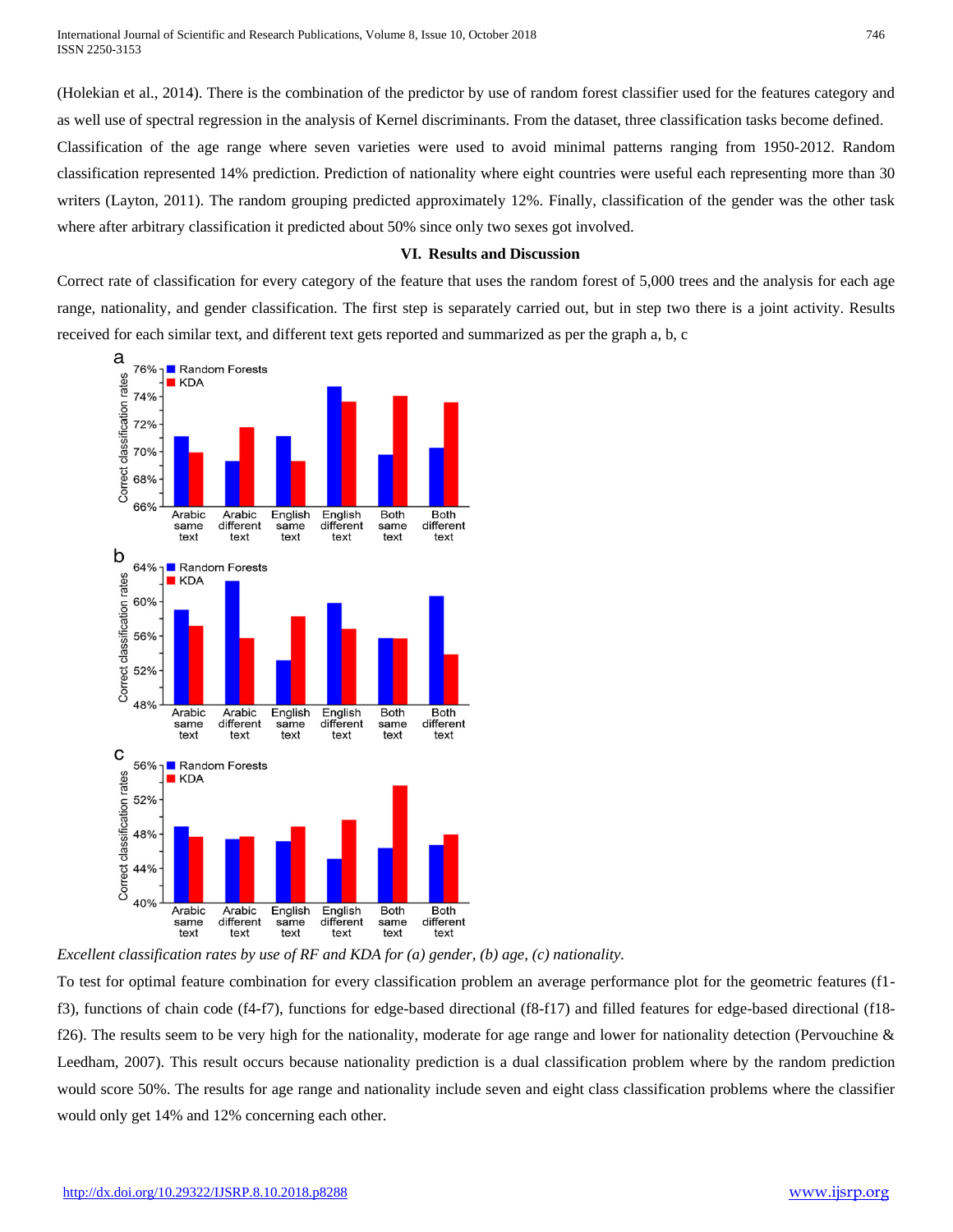(Holekian et al., 2014). There is the combination of the predictor by use of random forest classifier used for the features category and as well use of spectral regression in the analysis of Kernel discriminants. From the dataset, three classification tasks become defined. Classification of the age range where seven varieties were used to avoid minimal patterns ranging from 1950-2012. Random classification represented 14% prediction. Prediction of nationality where eight countries were useful each representing more than 30 writers (Layton, 2011). The random grouping predicted approximately 12%. Finally, classification of the gender was the other task where after arbitrary classification it predicted about 50% since only two sexes got involved.

## VI. Results and Discussion

Correct rate of classification for every category of the feature that uses the random forest of 5,000 trees and the analysis for each age range, nationality, and gender classification. The first step is separately carried out, but in step two there is a joint activity. Results received for each similar text, and different text gets reported and summarized as per the graph a, b, c

*Excellent classification rates by use of RF and KDA for (a) gender, (b) age, (c) nationality.*

To test for optimal feature combination for every classification problem an average performance plot for the geometric features (f1-f3), functions of chain code (f4-f7), functions for edge-based directional (f8-f17) and filled features for edge-based directional (f18-f26). The results seem to be very high for the nationality, moderate for age range and lower for nationality detection (Pervouchine & Leedham, 2007). This result occurs because nationality prediction is a dual classification problem where by the random prediction would score 50%. The results for age range and nationality include seven and eight class classification problems where the classifier would only get 14% and 12% concerning each other.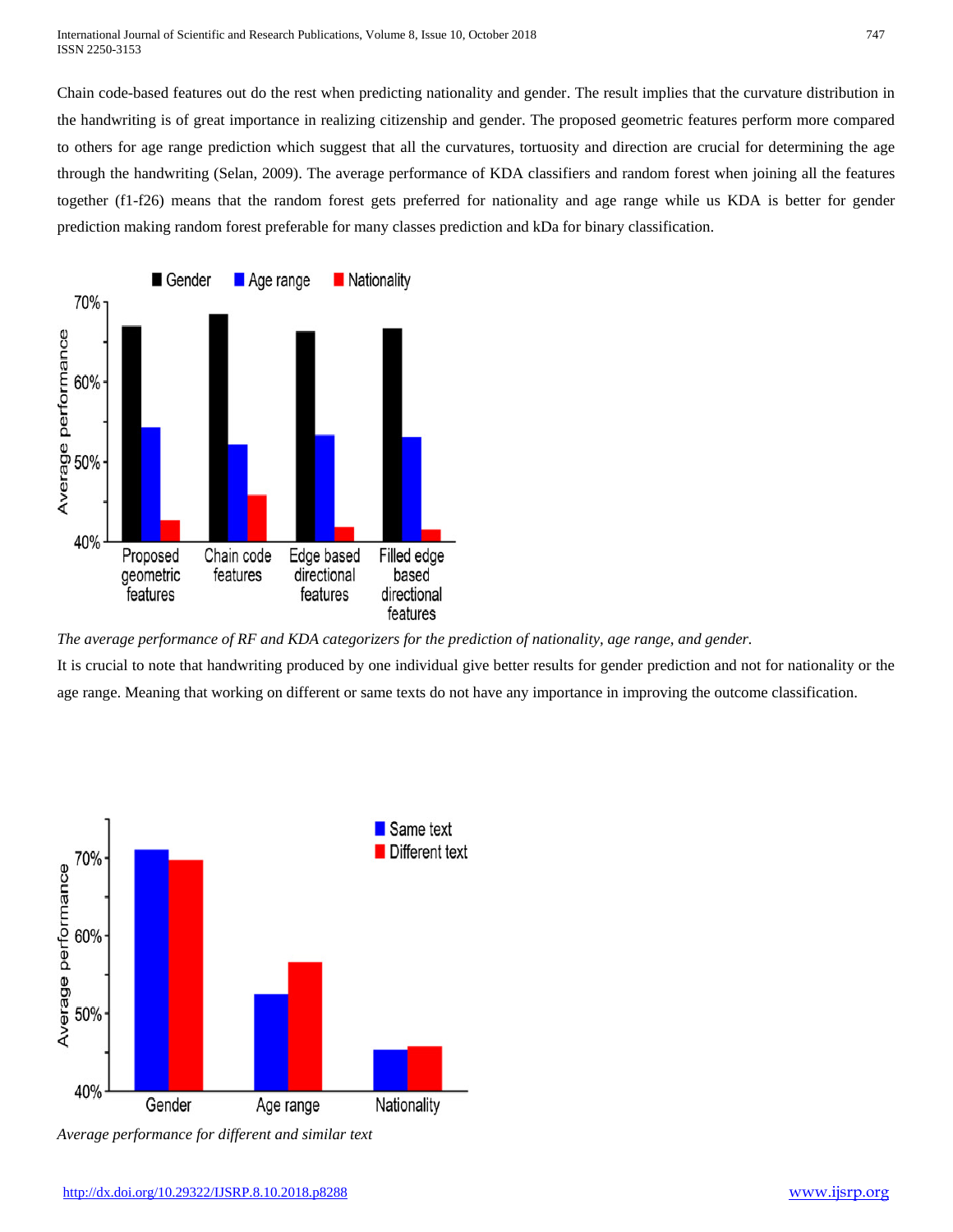Chain code-based features out do the rest when predicting nationality and gender. The result implies that the curvature distribution in the handwriting is of great importance in realizing citizenship and gender. The proposed geometric features perform more compared to others for age range prediction which suggest that all the curvatures, tortuosity and direction are crucial for determining the age through the handwriting (Selan, 2009). The average performance of KDA classifiers and random forest when joining all the features together (f1-f26) means that the random forest gets preferred for nationality and age range while us KDA is better for gender prediction making random forest preferable for many classes prediction and kDa for binary classification.

*The average performance of RF and KDA categorizers for the prediction of nationality, age range, and gender.*

It is crucial to note that handwriting produced by one individual give better results for gender prediction and not for nationality or the age range. Meaning that working on different or same texts do not have any importance in improving the outcome classification.

*Average performance for different and similar text*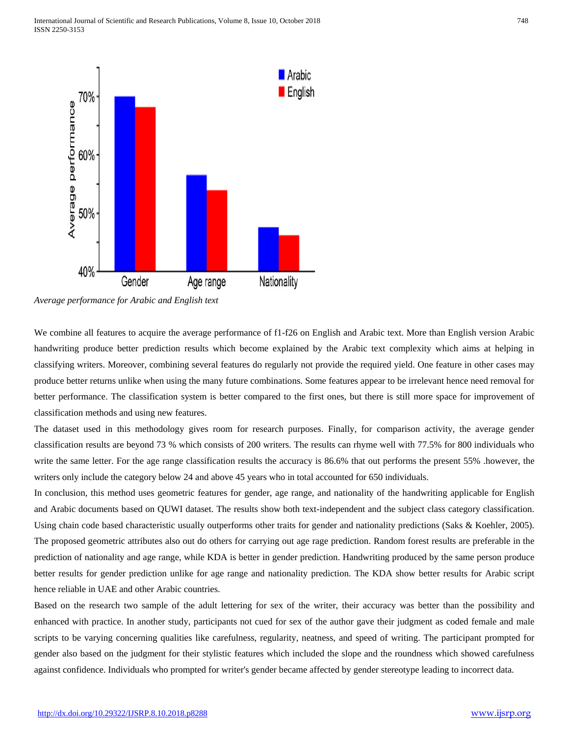*Average performance for Arabic and English text*

We combine all features to acquire the average performance of f1-f26 on English and Arabic text. More than English version Arabic handwriting produce better prediction results which become explained by the Arabic text complexity which aims at helping in classifying writers. Moreover, combining several features do regularly not provide the required yield. One feature in other cases may produce better returns unlike when using the many future combinations. Some features appear to be irrelevant hence need removal for better performance. The classification system is better compared to the first ones, but there is still more space for improvement of classification methods and using new features.

The dataset used in this methodology gives room for research purposes. Finally, for comparison activity, the average gender classification results are beyond 73 % which consists of 200 writers. The results can rhyme well with 77.5% for 800 individuals who write the same letter. For the age range classification results the accuracy is 86.6% that out performs the present 55% .however, the writers only include the category below 24 and above 45 years who in total accounted for 650 individuals.

In conclusion, this method uses geometric features for gender, age range, and nationality of the handwriting applicable for English and Arabic documents based on QUWI dataset. The results show both text-independent and the subject class category classification. Using chain code based characteristic usually outperforms other traits for gender and nationality predictions (Saks & Koehler, 2005). The proposed geometric attributes also out do others for carrying out age rage prediction. Random forest results are preferable in the prediction of nationality and age range, while KDA is better in gender prediction. Handwriting produced by the same person produce better results for gender prediction unlike for age range and nationality prediction. The KDA show better results for Arabic script hence reliable in UAE and other Arabic countries.

Based on the research two sample of the adult lettering for sex of the writer, their accuracy was better than the possibility and enhanced with practice. In another study, participants not cued for sex of the author gave their judgment as coded female and male scripts to be varying concerning qualities like carefulness, regularity, neatness, and speed of writing. The participant prompted for gender also based on the judgment for their stylistic features which included the slope and the roundness which showed carefulness against confidence. Individuals who prompted for writer's gender became affected by gender stereotype leading to incorrect data.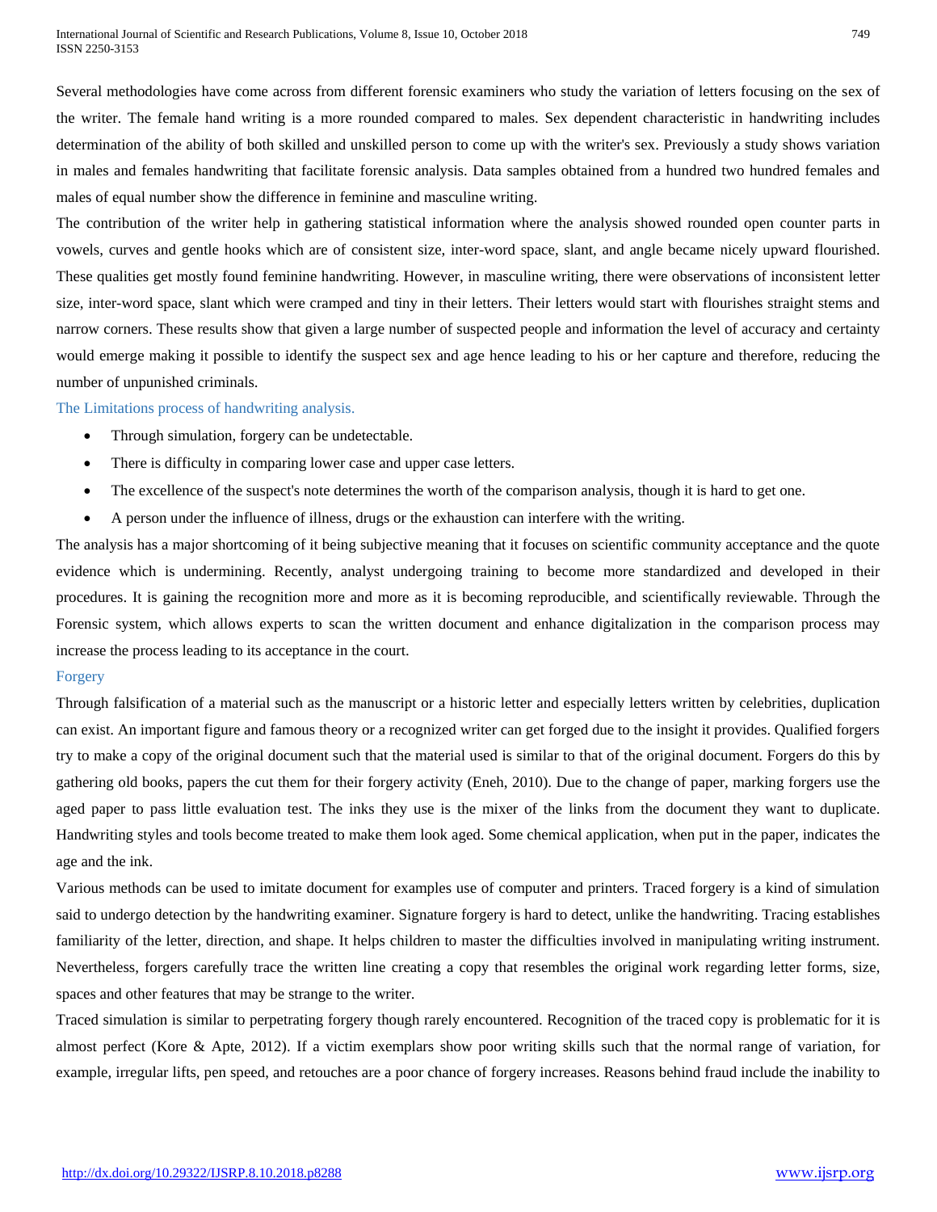Several methodologies have come across from different forensic examiners who study the variation of letters focusing on the sex of the writer. The female hand writing is a more rounded compared to males. Sex dependent characteristic in handwriting includes determination of the ability of both skilled and unskilled person to come up with the writer's sex. Previously a study shows variation in males and females handwriting that facilitate forensic analysis. Data samples obtained from a hundred two hundred females and males of equal number show the difference in feminine and masculine writing.

The contribution of the writer help in gathering statistical information where the analysis showed rounded open counter parts in vowels, curves and gentle hooks which are of consistent size, inter-word space, slant, and angle became nicely upward flourished. These qualities get mostly found feminine handwriting. However, in masculine writing, there were observations of inconsistent letter size, inter-word space, slant which were cramped and tiny in their letters. Their letters would start with flourishes straight stems and narrow corners. These results show that given a large number of suspected people and information the level of accuracy and certainty would emerge making it possible to identify the suspect sex and age hence leading to his or her capture and therefore, reducing the number of unpunished criminals.

### The Limitations process of handwriting analysis.

- Through simulation, forgery can be undetectable.
- There is difficulty in comparing lower case and upper case letters.
- The excellence of the suspect's note determines the worth of the comparison analysis, though it is hard to get one.
- A person under the influence of illness, drugs or the exhaustion can interfere with the writing.

The analysis has a major shortcoming of it being subjective meaning that it focuses on scientific community acceptance and the quote evidence which is undermining. Recently, analyst undergoing training to become more standardized and developed in their procedures. It is gaining the recognition more and more as it is becoming reproducible, and scientifically reviewable. Through the Forensic system, which allows experts to scan the written document and enhance digitalization in the comparison process may increase the process leading to its acceptance in the court.

### Forgery

Through falsification of a material such as the manuscript or a historic letter and especially letters written by celebrities, duplication can exist. An important figure and famous theory or a recognized writer can get forged due to the insight it provides. Qualified forgers try to make a copy of the original document such that the material used is similar to that of the original document. Forgers do this by gathering old books, papers the cut them for their forgery activity (Eneh, 2010). Due to the change of paper, marking forgers use the aged paper to pass little evaluation test. The inks they use is the mixer of the links from the document they want to duplicate. Handwriting styles and tools become treated to make them look aged. Some chemical application, when put in the paper, indicates the age and the ink.

Various methods can be used to imitate document for examples use of computer and printers. Traced forgery is a kind of simulation said to undergo detection by the handwriting examiner. Signature forgery is hard to detect, unlike the handwriting. Tracing establishes familiarity of the letter, direction, and shape. It helps children to master the difficulties involved in manipulating writing instrument. Nevertheless, forgers carefully trace the written line creating a copy that resembles the original work regarding letter forms, size, spaces and other features that may be strange to the writer.

Traced simulation is similar to perpetrating forgery though rarely encountered. Recognition of the traced copy is problematic for it is almost perfect (Kore & Apte, 2012). If a victim exemplars show poor writing skills such that the normal range of variation, for example, irregular lifts, pen speed, and retouches are a poor chance of forgery increases. Reasons behind fraud include the inability to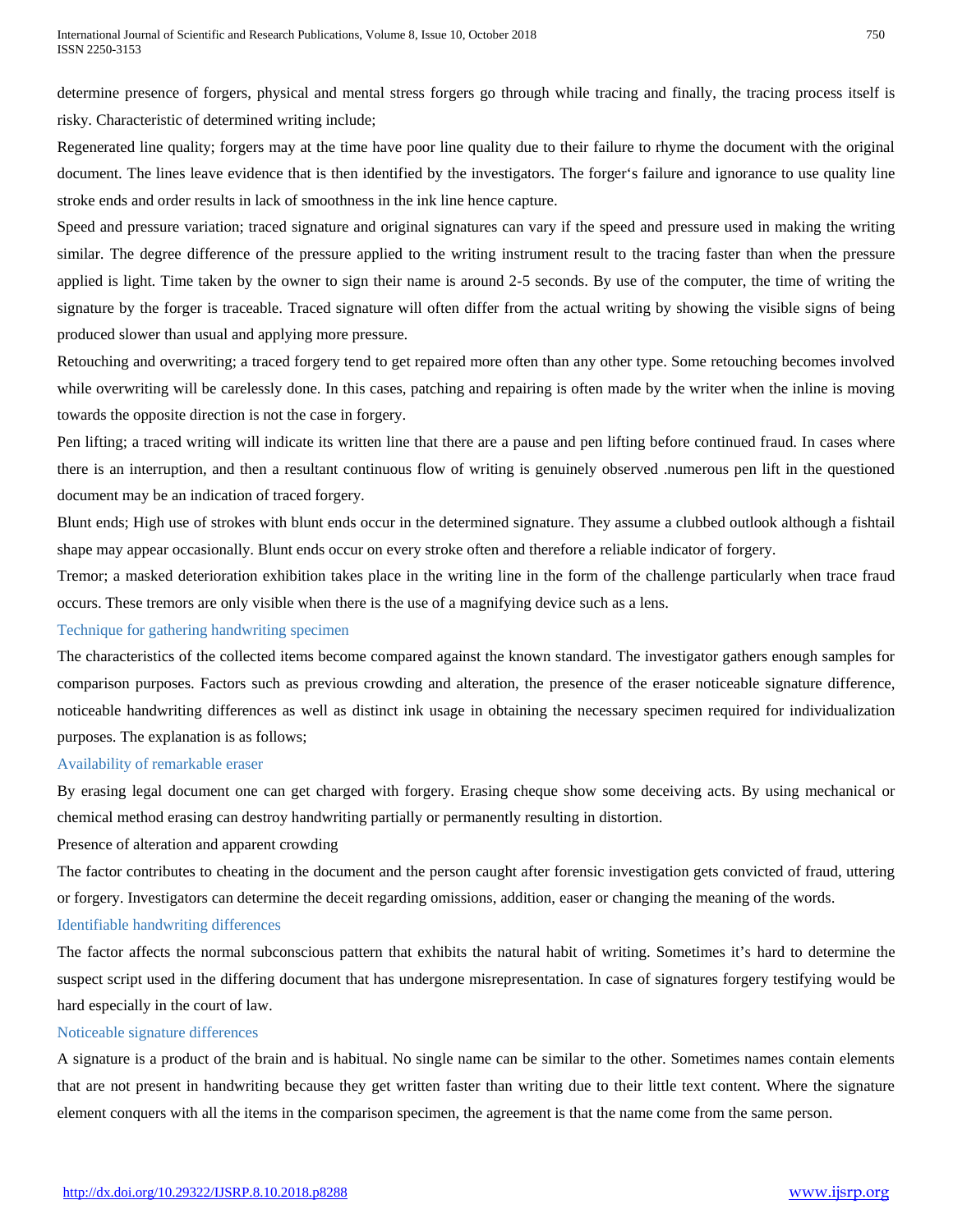determine presence of forgers, physical and mental stress forgers go through while tracing and finally, the tracing process itself is risky. Characteristic of determined writing include;

Regenerated line quality; forgers may at the time have poor line quality due to their failure to rhyme the document with the original document. The lines leave evidence that is then identified by the investigators. The forger's failure and ignorance to use quality line stroke ends and order results in lack of smoothness in the ink line hence capture.

Speed and pressure variation; traced signature and original signatures can vary if the speed and pressure used in making the writing similar. The degree difference of the pressure applied to the writing instrument result to the tracing faster than when the pressure applied is light. Time taken by the owner to sign their name is around 2-5 seconds. By use of the computer, the time of writing the signature by the forger is traceable. Traced signature will often differ from the actual writing by showing the visible signs of being produced slower than usual and applying more pressure.

Retouching and overwriting; a traced forgery tend to get repaired more often than any other type. Some retouching becomes involved while overwriting will be carelessly done. In this cases, patching and repairing is often made by the writer when the inline is moving towards the opposite direction is not the case in forgery.

Pen lifting; a traced writing will indicate its written line that there are a pause and pen lifting before continued fraud. In cases where there is an interruption, and then a resultant continuous flow of writing is genuinely observed .numerous pen lift in the questioned document may be an indication of traced forgery.

Blunt ends; High use of strokes with blunt ends occur in the determined signature. They assume a clubbed outlook although a fishtail shape may appear occasionally. Blunt ends occur on every stroke often and therefore a reliable indicator of forgery.

Tremor; a masked deterioration exhibition takes place in the writing line in the form of the challenge particularly when trace fraud occurs. These tremors are only visible when there is the use of a magnifying device such as a lens.

### Technique for gathering handwriting specimen

The characteristics of the collected items become compared against the known standard. The investigator gathers enough samples for comparison purposes. Factors such as previous crowding and alteration, the presence of the eraser noticeable signature difference, noticeable handwriting differences as well as distinct ink usage in obtaining the necessary specimen required for individualization purposes. The explanation is as follows;

### Availability of remarkable eraser

By erasing legal document one can get charged with forgery. Erasing cheque show some deceiving acts. By using mechanical or chemical method erasing can destroy handwriting partially or permanently resulting in distortion.

Presence of alteration and apparent crowding

The factor contributes to cheating in the document and the person caught after forensic investigation gets convicted of fraud, uttering or forgery. Investigators can determine the deceit regarding omissions, addition, easer or changing the meaning of the words.

### Identifiable handwriting differences

The factor affects the normal subconscious pattern that exhibits the natural habit of writing. Sometimes it's hard to determine the suspect script used in the differing document that has undergone misrepresentation. In case of signatures forgery testifying would be hard especially in the court of law.

### Noticeable signature differences

A signature is a product of the brain and is habitual. No single name can be similar to the other. Sometimes names contain elements that are not present in handwriting because they get written faster than writing due to their little text content. Where the signature element conquers with all the items in the comparison specimen, the agreement is that the name come from the same person.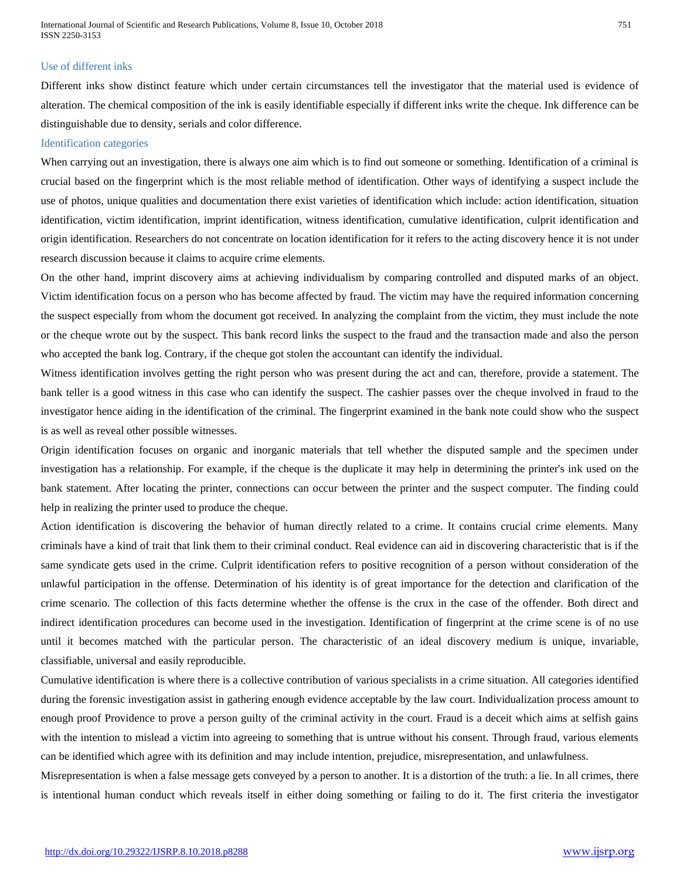### Use of different inks

Different inks show distinct feature which under certain circumstances tell the investigator that the material used is evidence of alteration. The chemical composition of the ink is easily identifiable especially if different inks write the cheque. Ink difference can be distinguishable due to density, serials and color difference.

### Identification categories

When carrying out an investigation, there is always one aim which is to find out someone or something. Identification of a criminal is crucial based on the fingerprint which is the most reliable method of identification. Other ways of identifying a suspect include the use of photos, unique qualities and documentation there exist varieties of identification which include: action identification, situation identification, victim identification, imprint identification, witness identification, cumulative identification, culprit identification and origin identification. Researchers do not concentrate on location identification for it refers to the acting discovery hence it is not under research discussion because it claims to acquire crime elements.

On the other hand, imprint discovery aims at achieving individualism by comparing controlled and disputed marks of an object. Victim identification focus on a person who has become affected by fraud. The victim may have the required information concerning the suspect especially from whom the document got received. In analyzing the complaint from the victim, they must include the note or the cheque wrote out by the suspect. This bank record links the suspect to the fraud and the transaction made and also the person who accepted the bank log. Contrary, if the cheque got stolen the accountant can identify the individual.

Witness identification involves getting the right person who was present during the act and can, therefore, provide a statement. The bank teller is a good witness in this case who can identify the suspect. The cashier passes over the cheque involved in fraud to the investigator hence aiding in the identification of the criminal. The fingerprint examined in the bank note could show who the suspect is as well as reveal other possible witnesses.

Origin identification focuses on organic and inorganic materials that tell whether the disputed sample and the specimen under investigation has a relationship. For example, if the cheque is the duplicate it may help in determining the printer's ink used on the bank statement. After locating the printer, connections can occur between the printer and the suspect computer. The finding could help in realizing the printer used to produce the cheque.

Action identification is discovering the behavior of human directly related to a crime. It contains crucial crime elements. Many criminals have a kind of trait that link them to their criminal conduct. Real evidence can aid in discovering characteristic that is if the same syndicate gets used in the crime. Culprit identification refers to positive recognition of a person without consideration of the unlawful participation in the offense. Determination of his identity is of great importance for the detection and clarification of the crime scenario. The collection of this facts determine whether the offense is the crux in the case of the offender. Both direct and indirect identification procedures can become used in the investigation. Identification of fingerprint at the crime scene is of no use until it becomes matched with the particular person. The characteristic of an ideal discovery medium is unique, invariable, classifiable, universal and easily reproducible.

Cumulative identification is where there is a collective contribution of various specialists in a crime situation. All categories identified during the forensic investigation assist in gathering enough evidence acceptable by the law court. Individualization process amount to enough proof Providence to prove a person guilty of the criminal activity in the court. Fraud is a deceit which aims at selfish gains with the intention to mislead a victim into agreeing to something that is untrue without his consent. Through fraud, various elements can be identified which agree with its definition and may include intention, prejudice, misrepresentation, and unlawfulness.

Misrepresentation is when a false message gets conveyed by a person to another. It is a distortion of the truth: a lie. In all crimes, there is intentional human conduct which reveals itself in either doing something or failing to do it. The first criteria the investigator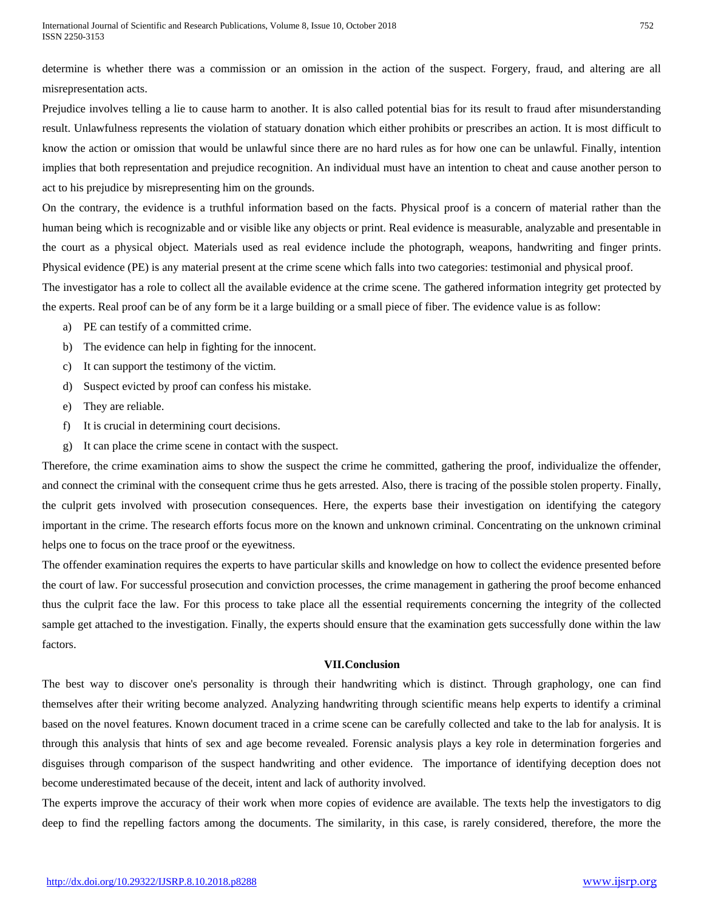determine is whether there was a commission or an omission in the action of the suspect. Forgery, fraud, and altering are all misrepresentation acts.

Prejudice involves telling a lie to cause harm to another. It is also called potential bias for its result to fraud after misunderstanding result. Unlawfulness represents the violation of statuary donation which either prohibits or prescribes an action. It is most difficult to know the action or omission that would be unlawful since there are no hard rules as for how one can be unlawful. Finally, intention implies that both representation and prejudice recognition. An individual must have an intention to cheat and cause another person to act to his prejudice by misrepresenting him on the grounds.

On the contrary, the evidence is a truthful information based on the facts. Physical proof is a concern of material rather than the human being which is recognizable and or visible like any objects or print. Real evidence is measurable, analyzable and presentable in the court as a physical object. Materials used as real evidence include the photograph, weapons, handwriting and finger prints. Physical evidence (PE) is any material present at the crime scene which falls into two categories: testimonial and physical proof.

The investigator has a role to collect all the available evidence at the crime scene. The gathered information integrity get protected by the experts. Real proof can be of any form be it a large building or a small piece of fiber. The evidence value is as follow:

a) PE can testify of a committed crime.
b) The evidence can help in fighting for the innocent.
c) It can support the testimony of the victim.
d) Suspect evicted by proof can confess his mistake.
e) They are reliable.
f) It is crucial in determining court decisions.
g) It can place the crime scene in contact with the suspect.

Therefore, the crime examination aims to show the suspect the crime he committed, gathering the proof, individualize the offender, and connect the criminal with the consequent crime thus he gets arrested. Also, there is tracing of the possible stolen property. Finally, the culprit gets involved with prosecution consequences. Here, the experts base their investigation on identifying the category important in the crime. The research efforts focus more on the known and unknown criminal. Concentrating on the unknown criminal helps one to focus on the trace proof or the eyewitness.

The offender examination requires the experts to have particular skills and knowledge on how to collect the evidence presented before the court of law. For successful prosecution and conviction processes, the crime management in gathering the proof become enhanced thus the culprit face the law. For this process to take place all the essential requirements concerning the integrity of the collected sample get attached to the investigation. Finally, the experts should ensure that the examination gets successfully done within the law factors.

## VII. Conclusion

The best way to discover one's personality is through their handwriting which is distinct. Through graphology, one can find themselves after their writing become analyzed. Analyzing handwriting through scientific means help experts to identify a criminal based on the novel features. Known document traced in a crime scene can be carefully collected and take to the lab for analysis. It is through this analysis that hints of sex and age become revealed. Forensic analysis plays a key role in determination forgeries and disguises through comparison of the suspect handwriting and other evidence. The importance of identifying deception does not become underestimated because of the deceit, intent and lack of authority involved.

The experts improve the accuracy of their work when more copies of evidence are available. The texts help the investigators to dig deep to find the repelling factors among the documents. The similarity, in this case, is rarely considered, therefore, the more the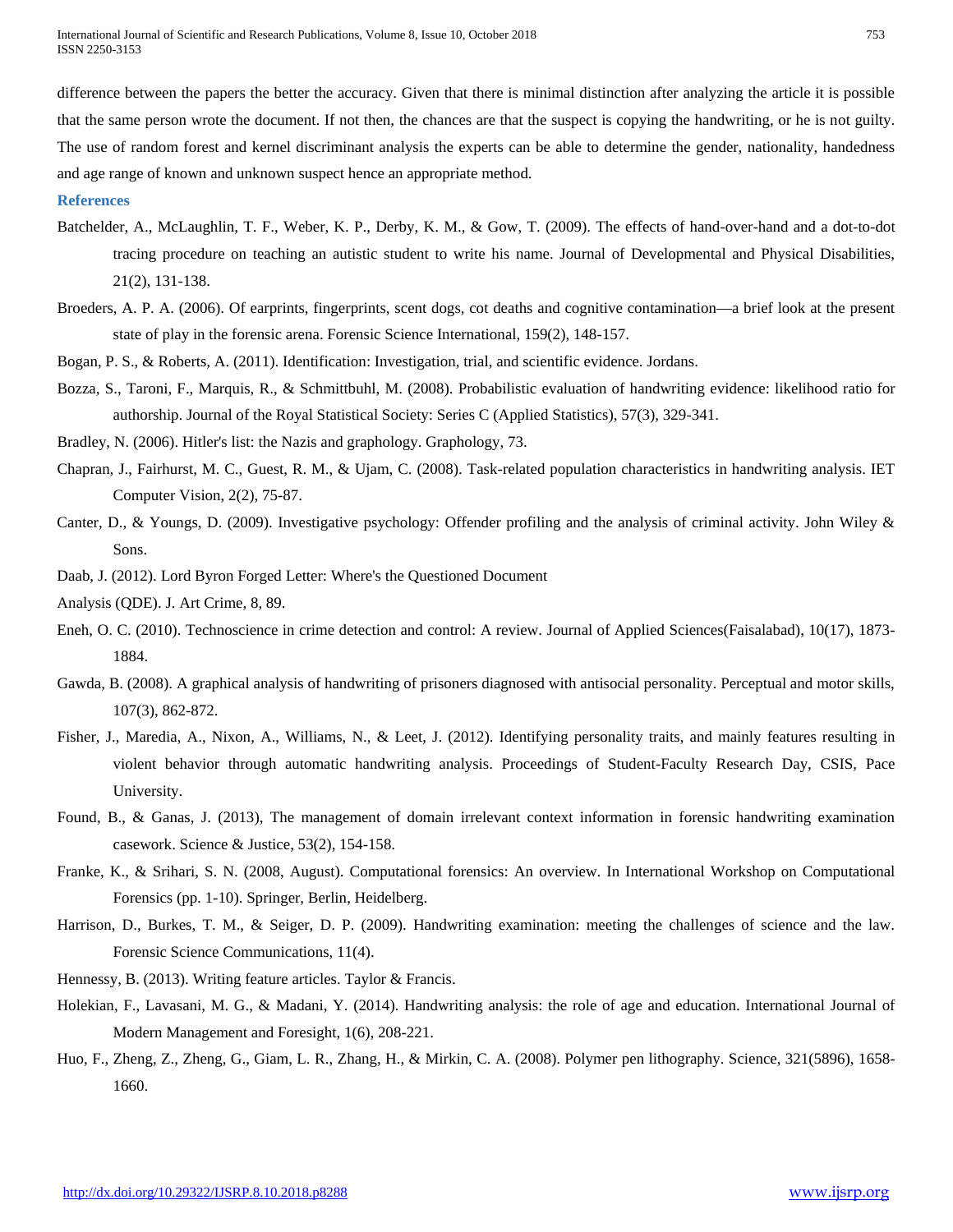difference between the papers the better the accuracy. Given that there is minimal distinction after analyzing the article it is possible that the same person wrote the document. If not then, the chances are that the suspect is copying the handwriting, or he is not guilty. The use of random forest and kernel discriminant analysis the experts can be able to determine the gender, nationality, handedness and age range of known and unknown suspect hence an appropriate method.

## References

Batchelder, A., McLaughlin, T. F., Weber, K. P., Derby, K. M., & Gow, T. (2009). The effects of hand-over-hand and a dot-to-dot tracing procedure on teaching an autistic student to write his name. Journal of Developmental and Physical Disabilities, 21(2), 131-138.

Broeders, A. P. A. (2006). Of earprints, fingerprints, scent dogs, cot deaths and cognitive contamination—a brief look at the present state of play in the forensic arena. Forensic Science International, 159(2), 148-157.

Bogan, P. S., & Roberts, A. (2011). Identification: Investigation, trial, and scientific evidence. Jordans.

Bozza, S., Taroni, F., Marquis, R., & Schmittbuhl, M. (2008). Probabilistic evaluation of handwriting evidence: likelihood ratio for authorship. Journal of the Royal Statistical Society: Series C (Applied Statistics), 57(3), 329-341.

Bradley, N. (2006). Hitler's list: the Nazis and graphology. Graphology, 73.

Chapran, J., Fairhurst, M. C., Guest, R. M., & Ujam, C. (2008). Task-related population characteristics in handwriting analysis. IET Computer Vision, 2(2), 75-87.

Canter, D., & Youngs, D. (2009). Investigative psychology: Offender profiling and the analysis of criminal activity. John Wiley & Sons.

Daab, J. (2012). Lord Byron Forged Letter: Where's the Questioned Document

Analysis (QDE). J. Art Crime, 8, 89.

Eneh, O. C. (2010). Technoscience in crime detection and control: A review. Journal of Applied Sciences(Faisalabad), 10(17), 1873-1884.

Gawda, B. (2008). A graphical analysis of handwriting of prisoners diagnosed with antisocial personality. Perceptual and motor skills, 107(3), 862-872.

Fisher, J., Maredia, A., Nixon, A., Williams, N., & Leet, J. (2012). Identifying personality traits, and mainly features resulting in violent behavior through automatic handwriting analysis. Proceedings of Student-Faculty Research Day, CSIS, Pace University.

Found, B., & Ganas, J. (2013), The management of domain irrelevant context information in forensic handwriting examination casework. Science & Justice, 53(2), 154-158.

Franke, K., & Srihari, S. N. (2008, August). Computational forensics: An overview. In International Workshop on Computational Forensics (pp. 1-10). Springer, Berlin, Heidelberg.

Harrison, D., Burkes, T. M., & Seiger, D. P. (2009). Handwriting examination: meeting the challenges of science and the law. Forensic Science Communications, 11(4).

Hennessy, B. (2013). Writing feature articles. Taylor & Francis.

Holekian, F., Lavasani, M. G., & Madani, Y. (2014). Handwriting analysis: the role of age and education. International Journal of Modern Management and Foresight, 1(6), 208-221.

Huo, F., Zheng, Z., Zheng, G., Giam, L. R., Zhang, H., & Mirkin, C. A. (2008). Polymer pen lithography. Science, 321(5896), 1658-1660.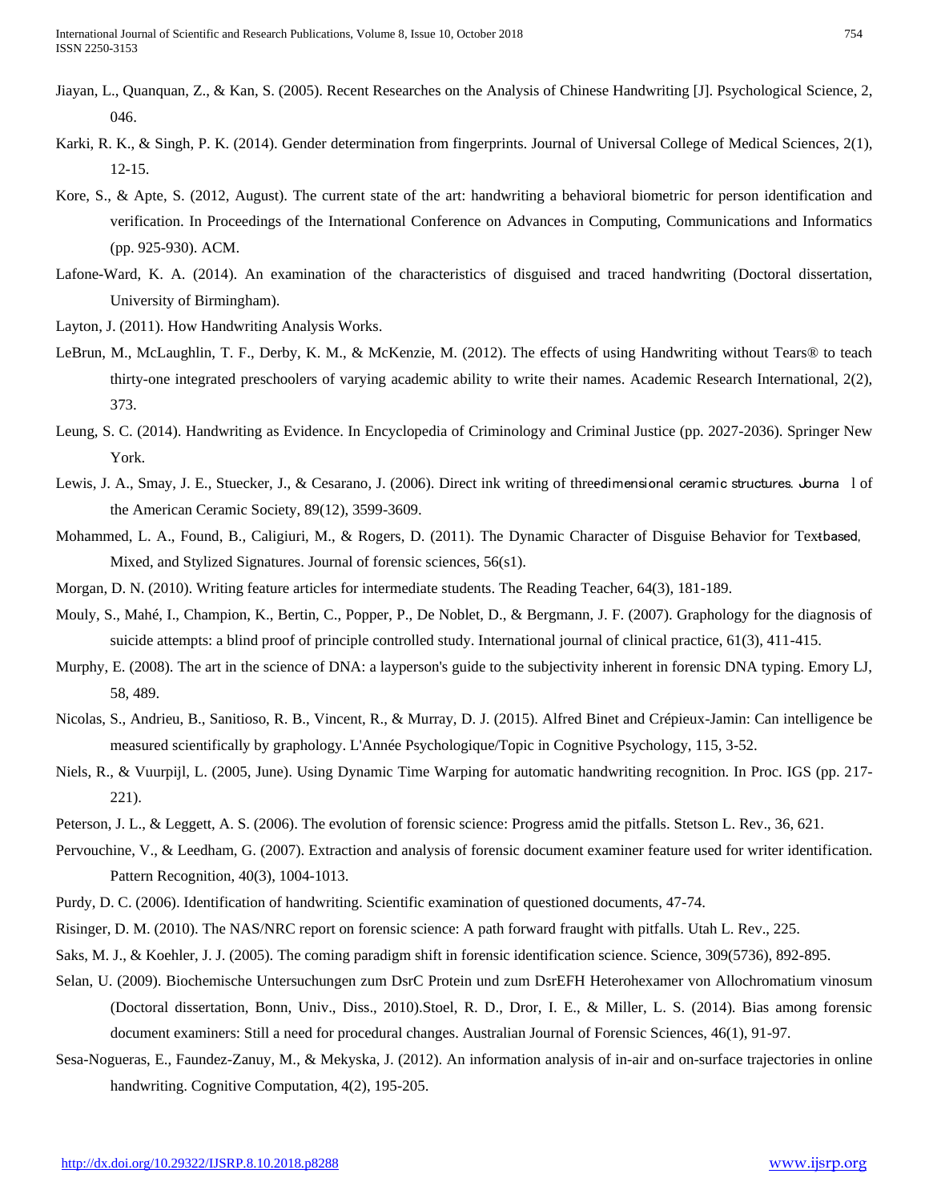Jiayan, L., Quanquan, Z., & Kan, S. (2005). Recent Researches on the Analysis of Chinese Handwriting [J]. Psychological Science, 2, 046.

Karki, R. K., & Singh, P. K. (2014). Gender determination from fingerprints. Journal of Universal College of Medical Sciences, 2(1), 12-15.

Kore, S., & Apte, S. (2012, August). The current state of the art: handwriting a behavioral biometric for person identification and verification. In Proceedings of the International Conference on Advances in Computing, Communications and Informatics (pp. 925-930). ACM.

Lafone-Ward, K. A. (2014). An examination of the characteristics of disguised and traced handwriting (Doctoral dissertation, University of Birmingham).

Layton, J. (2011). How Handwriting Analysis Works.

LeBrun, M., McLaughlin, T. F., Derby, K. M., & McKenzie, M. (2012). The effects of using Handwriting without Tears® to teach thirty-one integrated preschoolers of varying academic ability to write their names. Academic Research International, 2(2), 373.

Leung, S. C. (2014). Handwriting as Evidence. In Encyclopedia of Criminology and Criminal Justice (pp. 2027-2036). Springer New York.

Lewis, J. A., Smay, J. E., Stuecker, J., & Cesarano, J. (2006). Direct ink writing of threedimensional ceramic structures. Journa l of the American Ceramic Society, 89(12), 3599-3609.

Mohammed, L. A., Found, B., Caligiuri, M., & Rogers, D. (2011). The Dynamic Character of Disguise Behavior for Textbased, Mixed, and Stylized Signatures. Journal of forensic sciences, 56(s1).

Morgan, D. N. (2010). Writing feature articles for intermediate students. The Reading Teacher, 64(3), 181-189.

Mouly, S., Mahé, I., Champion, K., Bertin, C., Popper, P., De Noblet, D., & Bergmann, J. F. (2007). Graphology for the diagnosis of suicide attempts: a blind proof of principle controlled study. International journal of clinical practice, 61(3), 411-415.

Murphy, E. (2008). The art in the science of DNA: a layperson's guide to the subjectivity inherent in forensic DNA typing. Emory LJ, 58, 489.

Nicolas, S., Andrieu, B., Sanitioso, R. B., Vincent, R., & Murray, D. J. (2015). Alfred Binet and Crépieux-Jamin: Can intelligence be measured scientifically by graphology. L'Année Psychologique/Topic in Cognitive Psychology, 115, 3-52.

Niels, R., & Vuurpijl, L. (2005, June). Using Dynamic Time Warping for automatic handwriting recognition. In Proc. IGS (pp. 217-221).

Peterson, J. L., & Leggett, A. S. (2006). The evolution of forensic science: Progress amid the pitfalls. Stetson L. Rev., 36, 621.

Pervouchine, V., & Leedham, G. (2007). Extraction and analysis of forensic document examiner feature used for writer identification. Pattern Recognition, 40(3), 1004-1013.

Purdy, D. C. (2006). Identification of handwriting. Scientific examination of questioned documents, 47-74.

Risinger, D. M. (2010). The NAS/NRC report on forensic science: A path forward fraught with pitfalls. Utah L. Rev., 225.

Saks, M. J., & Koehler, J. J. (2005). The coming paradigm shift in forensic identification science. Science, 309(5736), 892-895.

Selan, U. (2009). Biochemische Untersuchungen zum DsrC Protein und zum DsrEFH Heterohexamer von Allochromatium vinosum (Doctoral dissertation, Bonn, Univ., Diss., 2010).Stoel, R. D., Dror, I. E., & Miller, L. S. (2014). Bias among forensic document examiners: Still a need for procedural changes. Australian Journal of Forensic Sciences, 46(1), 91-97.

Sesa-Nogueras, E., Faundez-Zanuy, M., & Mekyska, J. (2012). An information analysis of in-air and on-surface trajectories in online handwriting. Cognitive Computation, 4(2), 195-205.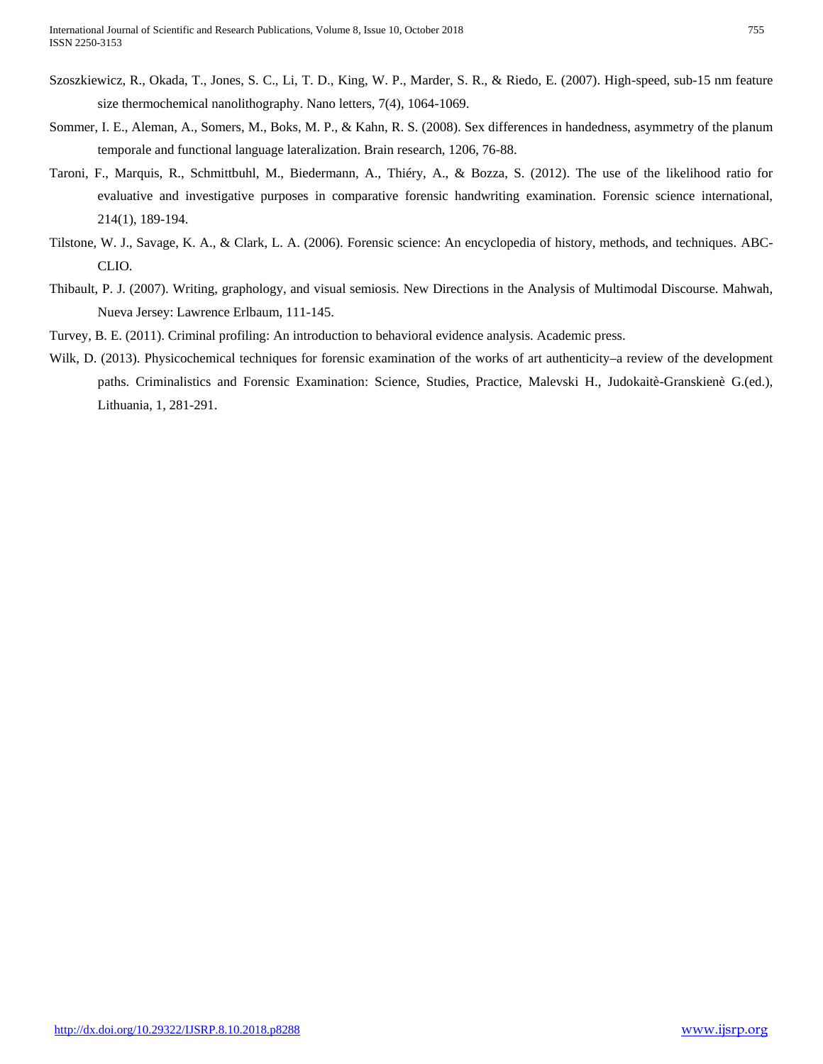Szoszkiewicz, R., Okada, T., Jones, S. C., Li, T. D., King, W. P., Marder, S. R., & Riedo, E. (2007). High-speed, sub-15 nm feature size thermochemical nanolithography. Nano letters, 7(4), 1064-1069.

Sommer, I. E., Aleman, A., Somers, M., Boks, M. P., & Kahn, R. S. (2008). Sex differences in handedness, asymmetry of the planum temporale and functional language lateralization. Brain research, 1206, 76-88.

Taroni, F., Marquis, R., Schmittbuhl, M., Biedermann, A., Thiéry, A., & Bozza, S. (2012). The use of the likelihood ratio for evaluative and investigative purposes in comparative forensic handwriting examination. Forensic science international, 214(1), 189-194.

Tilstone, W. J., Savage, K. A., & Clark, L. A. (2006). Forensic science: An encyclopedia of history, methods, and techniques. ABC-CLIO.

Thibault, P. J. (2007). Writing, graphology, and visual semiosis. New Directions in the Analysis of Multimodal Discourse. Mahwah, Nueva Jersey: Lawrence Erlbaum, 111-145.

Turvey, B. E. (2011). Criminal profiling: An introduction to behavioral evidence analysis. Academic press.

Wilk, D. (2013). Physicochemical techniques for forensic examination of the works of art authenticity–a review of the development paths. Criminalistics and Forensic Examination: Science, Studies, Practice, Malevski H., Judokaitè-Granskienè G.(ed.), Lithuania, 1, 281-291.